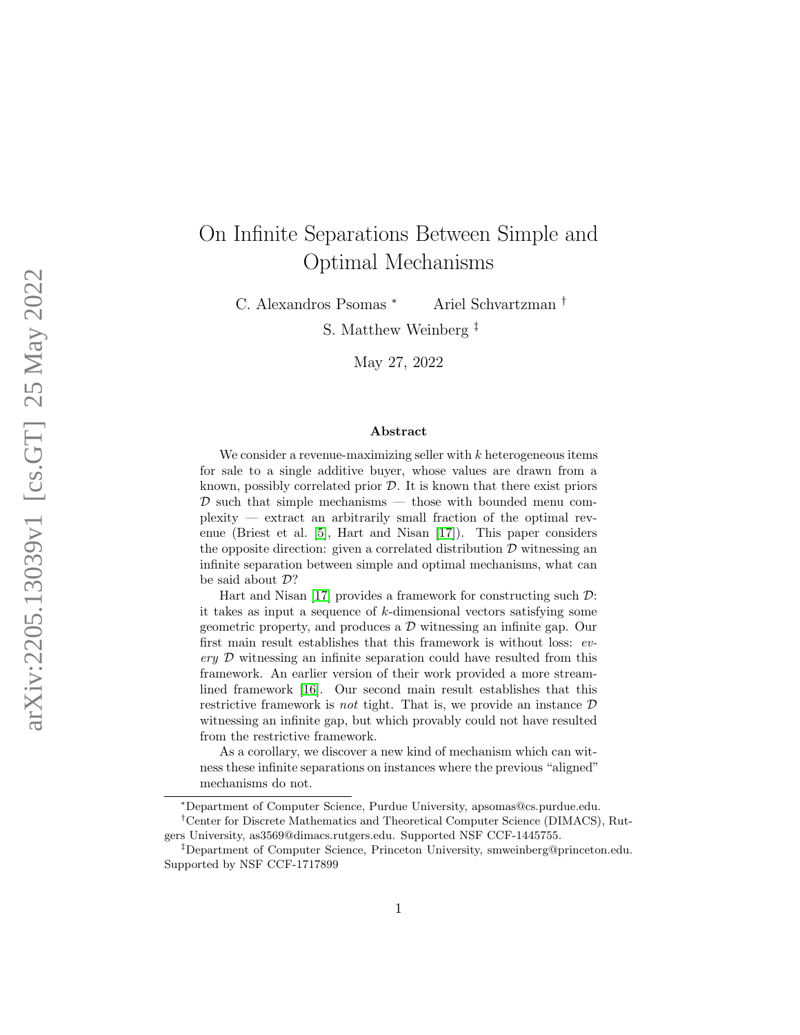# On Infinite Separations Between Simple and Optimal Mechanisms

C. Alexandros Psomas [*] Ariel Schvartzman [†]

S. Matthew Weinberg [‡]

May 27, 2022

## Abstract

We consider a revenue-maximizing seller with $k$ heterogeneous items for sale to a single additive buyer, whose values are drawn from a known, possibly correlated prior $\mathcal{D}$. It is known that there exist priors $\mathcal{D}$ such that simple mechanisms — those with bounded menu complexity — extract an arbitrarily small fraction of the optimal revenue (Briest et al. [5], Hart and Nisan [17]). This paper considers the opposite direction: given a correlated distribution $\mathcal{D}$ witnessing an infinite separation between simple and optimal mechanisms, what can be said about $\mathcal{D}$?

Hart and Nisan [17] provides a framework for constructing such $\mathcal{D}$: it takes as input a sequence of $k$-dimensional vectors satisfying some geometric property, and produces a $\mathcal{D}$ witnessing an infinite gap. Our first main result establishes that this framework is without loss: *every* $\mathcal{D}$ witnessing an infinite separation could have resulted from this framework. An earlier version of their work provided a more streamlined framework [16]. Our second main result establishes that this restrictive framework is *not* tight. That is, we provide an instance $\mathcal{D}$ witnessing an infinite gap, but which provably could not have resulted from the restrictive framework.

As a corollary, we discover a new kind of mechanism which can witness these infinite separations on instances where the previous "aligned" mechanisms do not.

---

[*] Department of Computer Science, Purdue University, apsomas@cs.purdue.edu.

[†] Center for Discrete Mathematics and Theoretical Computer Science (DIMACS), Rutgers University, as3569@dimacs.rutgers.edu. Supported NSF CCF-1445755.

[‡] Department of Computer Science, Princeton University, smweinberg@princeton.edu. Supported by NSF CCF-1717899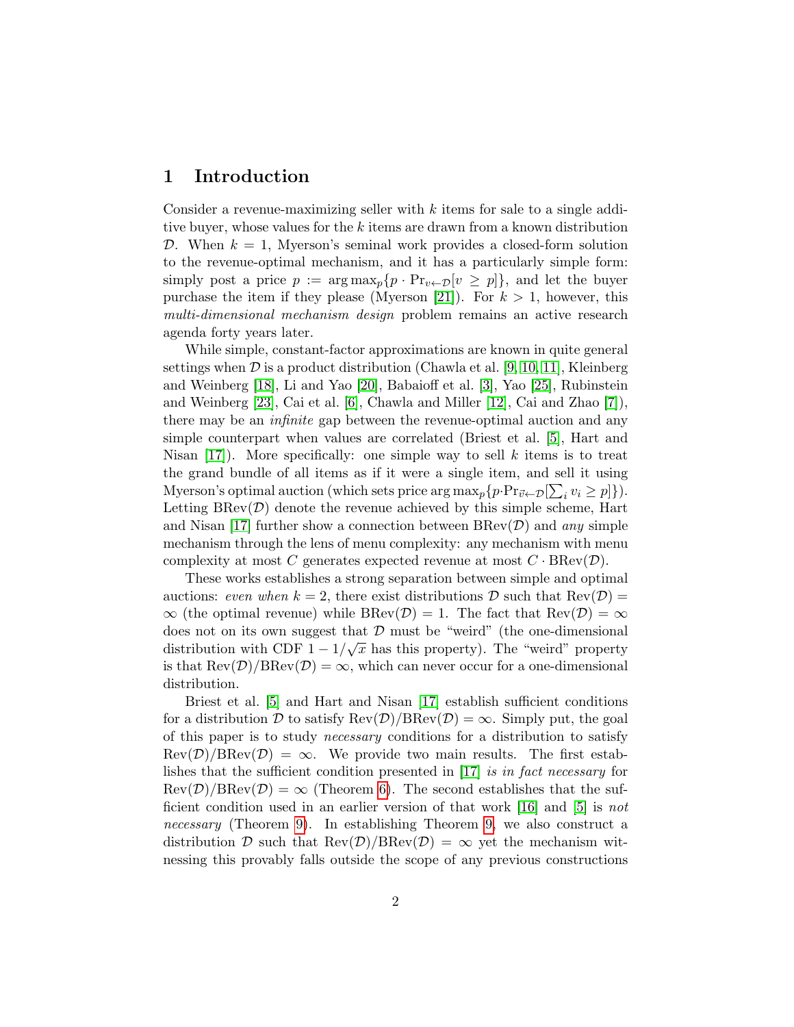# 1 Introduction

Consider a revenue-maximizing seller with $k$ items for sale to a single additive buyer, whose values for the $k$ items are drawn from a known distribution $\mathcal{D}$. When $k = 1$, Myerson's seminal work provides a closed-form solution to the revenue-optimal mechanism, and it has a particularly simple form: simply post a price $p := \arg\max_p\{p \cdot \Pr_{v \leftarrow \mathcal{D}}[v \geq p]\}$, and let the buyer purchase the item if they please (Myerson [21]). For $k > 1$, however, this *multi-dimensional mechanism design* problem remains an active research agenda forty years later.

While simple, constant-factor approximations are known in quite general settings when $\mathcal{D}$ is a product distribution (Chawla et al. [9, 10, 11], Kleinberg and Weinberg [18], Li and Yao [20], Babaioff et al. [3], Yao [25], Rubinstein and Weinberg [23], Cai et al. [6], Chawla and Miller [12], Cai and Zhao [7]), there may be an *infinite* gap between the revenue-optimal auction and any simple counterpart when values are correlated (Briest et al. [5], Hart and Nisan [17]). More specifically: one simple way to sell $k$ items is to treat the grand bundle of all items as if it were a single item, and sell it using Myerson's optimal auction (which sets price $\arg\max_p\{p \cdot \Pr_{\vec{v} \leftarrow \mathcal{D}}[\sum_i v_i \geq p]\}$). Letting $\text{BRev}(\mathcal{D})$ denote the revenue achieved by this simple scheme, Hart and Nisan [17] further show a connection between $\text{BRev}(\mathcal{D})$ and *any* simple mechanism through the lens of menu complexity: any mechanism with menu complexity at most $C$ generates expected revenue at most $C \cdot \text{BRev}(\mathcal{D})$.

These works establishes a strong separation between simple and optimal auctions: *even when* $k = 2$, there exist distributions $\mathcal{D}$ such that $\text{Rev}(\mathcal{D}) = \infty$ (the optimal revenue) while $\text{BRev}(\mathcal{D}) = 1$. The fact that $\text{Rev}(\mathcal{D}) = \infty$ does not on its own suggest that $\mathcal{D}$ must be "weird" (the one-dimensional distribution with CDF $1 - 1/\sqrt{x}$ has this property). The "weird" property is that $\text{Rev}(\mathcal{D})/\text{BRev}(\mathcal{D}) = \infty$, which can never occur for a one-dimensional distribution.

Briest et al. [5] and Hart and Nisan [17] establish sufficient conditions for a distribution $\mathcal{D}$ to satisfy $\text{Rev}(\mathcal{D})/\text{BRev}(\mathcal{D}) = \infty$. Simply put, the goal of this paper is to study *necessary* conditions for a distribution to satisfy $\text{Rev}(\mathcal{D})/\text{BRev}(\mathcal{D}) = \infty$. We provide two main results. The first establishes that the sufficient condition presented in [17] *is in fact necessary* for $\text{Rev}(\mathcal{D})/\text{BRev}(\mathcal{D}) = \infty$ (Theorem 6). The second establishes that the sufficient condition used in an earlier version of that work [16] and [5] is *not necessary* (Theorem 9). In establishing Theorem 9, we also construct a distribution $\mathcal{D}$ such that $\text{Rev}(\mathcal{D})/\text{BRev}(\mathcal{D}) = \infty$ yet the mechanism witnessing this provably falls outside the scope of any previous constructions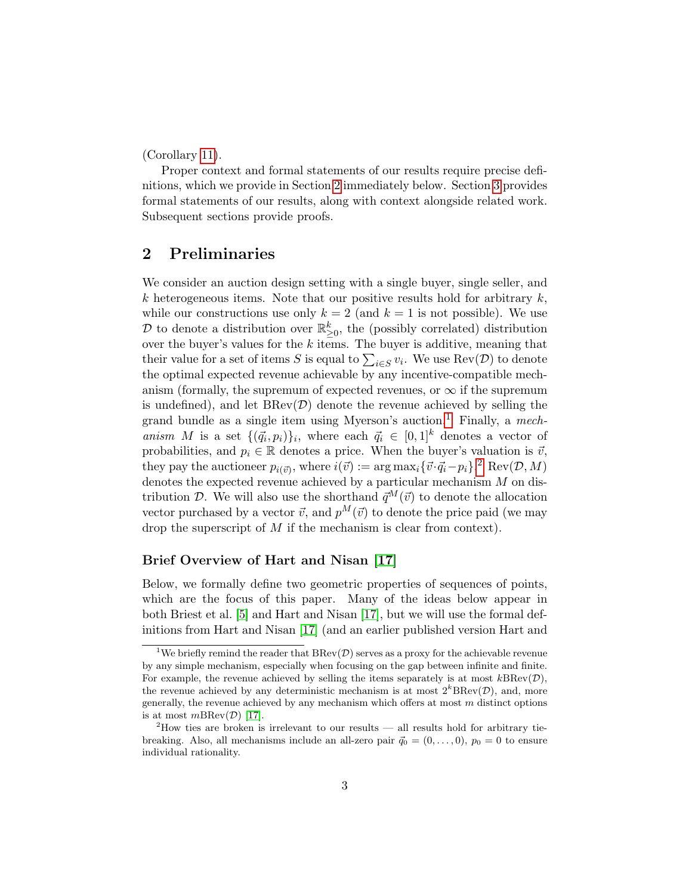(Corollary 11).

Proper context and formal statements of our results require precise definitions, which we provide in Section 2 immediately below. Section 3 provides formal statements of our results, along with context alongside related work. Subsequent sections provide proofs.

## 2 Preliminaries

We consider an auction design setting with a single buyer, single seller, and $k$ heterogeneous items. Note that our positive results hold for arbitrary $k$, while our constructions use only $k = 2$ (and $k = 1$ is not possible). We use $\mathcal{D}$ to denote a distribution over $\mathbb{R}^k_{\geq 0}$, the (possibly correlated) distribution over the buyer's values for the $k$ items. The buyer is additive, meaning that their value for a set of items $S$ is equal to $\sum_{i \in S} v_i$. We use $\text{Rev}(\mathcal{D})$ to denote the optimal expected revenue achievable by any incentive-compatible mechanism (formally, the supremum of expected revenues, or $\infty$ if the supremum is undefined), and let $\text{BRev}(\mathcal{D})$ denote the revenue achieved by selling the grand bundle as a single item using Myerson's auction.[1] Finally, a *mechanism* $M$ is a set $\{(\vec{q}_i, p_i)\}_i$, where each $\vec{q}_i \in [0,1]^k$ denotes a vector of probabilities, and $p_i \in \mathbb{R}$ denotes a price. When the buyer's valuation is $\vec{v}$, they pay the auctioneer $p_{i(\vec{v})}$, where $i(\vec{v}) := \arg\max_i \{\vec{v} \cdot \vec{q}_i - p_i\}$.[2] $\text{Rev}(\mathcal{D}, M)$ denotes the expected revenue achieved by a particular mechanism $M$ on distribution $\mathcal{D}$. We will also use the shorthand $\vec{q}^M(\vec{v})$ to denote the allocation vector purchased by a vector $\vec{v}$, and $p^M(\vec{v})$ to denote the price paid (we may drop the superscript of $M$ if the mechanism is clear from context).

### Brief Overview of Hart and Nisan [17]

Below, we formally define two geometric properties of sequences of points, which are the focus of this paper. Many of the ideas below appear in both Briest et al. [5] and Hart and Nisan [17], but we will use the formal definitions from Hart and Nisan [17] (and an earlier published version Hart and

---

[1] We briefly remind the reader that $\text{BRev}(\mathcal{D})$ serves as a proxy for the achievable revenue by any simple mechanism, especially when focusing on the gap between infinite and finite. For example, the revenue achieved by selling the items separately is at most $k\text{BRev}(\mathcal{D})$, the revenue achieved by any deterministic mechanism is at most $2^k\text{BRev}(\mathcal{D})$, and, more generally, the revenue achieved by any mechanism which offers at most $m$ distinct options is at most $m\text{BRev}(\mathcal{D})$ [17].

[2] How ties are broken is irrelevant to our results — all results hold for arbitrary tie-breaking. Also, all mechanisms include an all-zero pair $\vec{q}_0 = (0, \ldots, 0)$, $p_0 = 0$ to ensure individual rationality.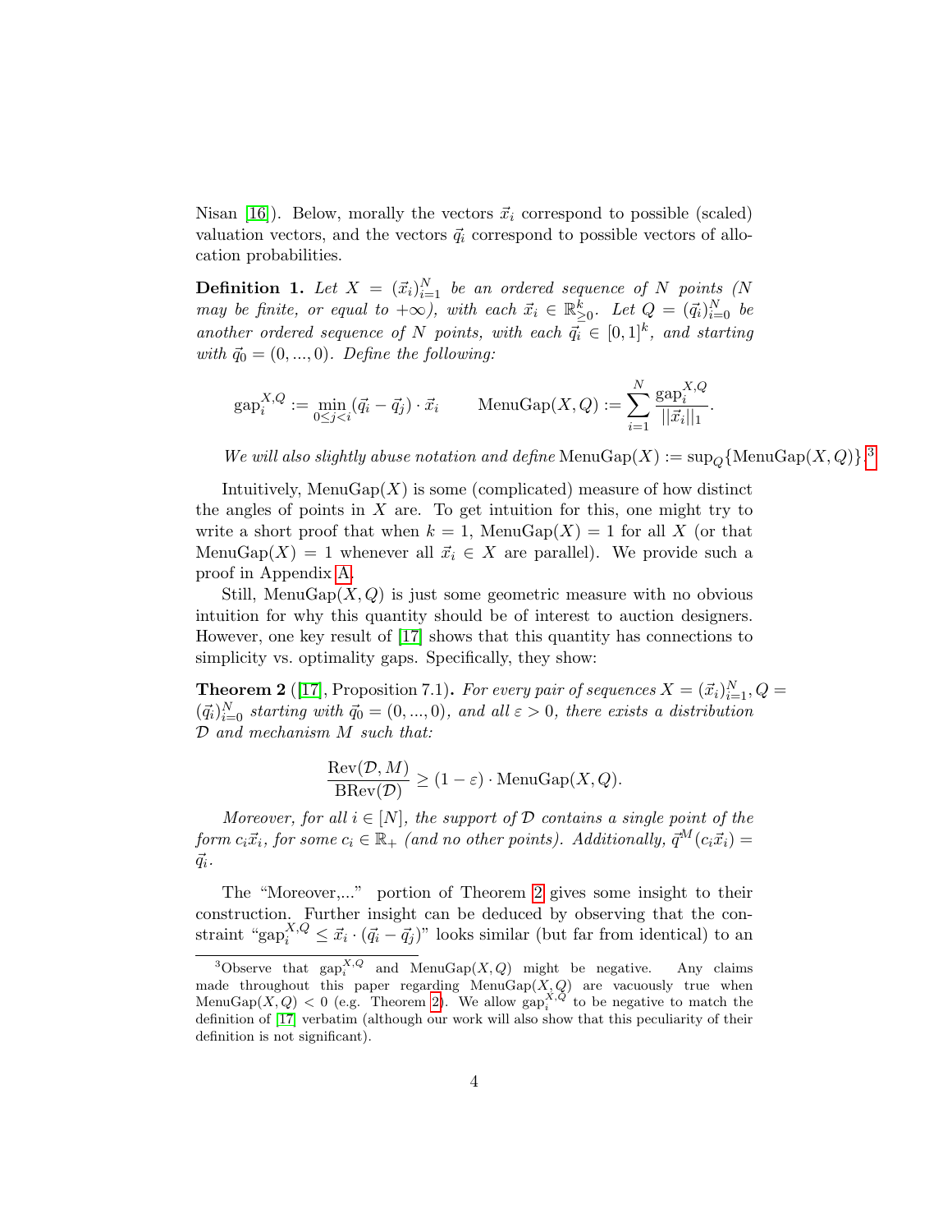Nisan [16]). Below, morally the vectors $\vec{x}_i$ correspond to possible (scaled) valuation vectors, and the vectors $\vec{q}_i$ correspond to possible vectors of allocation probabilities.

**Definition 1.** *Let $X = (\vec{x}_i)_{i=1}^N$ be an ordered sequence of $N$ points ($N$ may be finite, or equal to $+\infty$), with each $\vec{x}_i \in \mathbb{R}^k_{\geq 0}$. Let $Q = (\vec{q}_i)_{i=0}^N$ be another ordered sequence of $N$ points, with each $\vec{q}_i \in [0,1]^k$, and starting with $\vec{q}_0 = (0, ..., 0)$. Define the following:*

$$\text{gap}_i^{X,Q} := \min_{0 \leq j < i} (\vec{q}_i - \vec{q}_j) \cdot \vec{x}_i \qquad \text{MenuGap}(X, Q) := \sum_{i=1}^N \frac{\text{gap}_i^{X,Q}}{||\vec{x}_i||_1}.$$

*We will also slightly abuse notation and define* $\text{MenuGap}(X) := \sup_Q\{\text{MenuGap}(X, Q)\}$.[3]

Intuitively, $\text{MenuGap}(X)$ is some (complicated) measure of how distinct the angles of points in $X$ are. To get intuition for this, one might try to write a short proof that when $k = 1$, $\text{MenuGap}(X) = 1$ for all $X$ (or that $\text{MenuGap}(X) = 1$ whenever all $\vec{x}_i \in X$ are parallel). We provide such a proof in Appendix A.

Still, $\text{MenuGap}(X, Q)$ is just some geometric measure with no obvious intuition for why this quantity should be of interest to auction designers. However, one key result of [17] shows that this quantity has connections to simplicity vs. optimality gaps. Specifically, they show:

**Theorem 2** ([17], Proposition 7.1)**.** *For every pair of sequences $X = (\vec{x}_i)_{i=1}^N$, $Q = (\vec{q}_i)_{i=0}^N$ starting with $\vec{q}_0 = (0, ..., 0)$, and all $\varepsilon > 0$, there exists a distribution $\mathcal{D}$ and mechanism $M$ such that:*

$$\frac{\text{Rev}(\mathcal{D}, M)}{\text{BRev}(\mathcal{D})} \geq (1 - \varepsilon) \cdot \text{MenuGap}(X, Q).$$

*Moreover, for all $i \in [N]$, the support of $\mathcal{D}$ contains a single point of the form $c_i\vec{x}_i$, for some $c_i \in \mathbb{R}_+$ (and no other points). Additionally, $\vec{q}^M(c_i\vec{x}_i) = \vec{q}_i$.*

The "Moreover,..." portion of Theorem 2 gives some insight to their construction. Further insight can be deduced by observing that the constraint "$\text{gap}_i^{X,Q} \leq \vec{x}_i \cdot (\vec{q}_i - \vec{q}_j)$" looks similar (but far from identical) to an

[3] Observe that $\text{gap}_i^{X,Q}$ and $\text{MenuGap}(X, Q)$ might be negative. Any claims made throughout this paper regarding $\text{MenuGap}(X, Q)$ are vacuously true when $\text{MenuGap}(X, Q) < 0$ (e.g. Theorem 2). We allow $\text{gap}_i^{X,Q}$ to be negative to match the definition of [17] verbatim (although our work will also show that this peculiarity of their definition is not significant).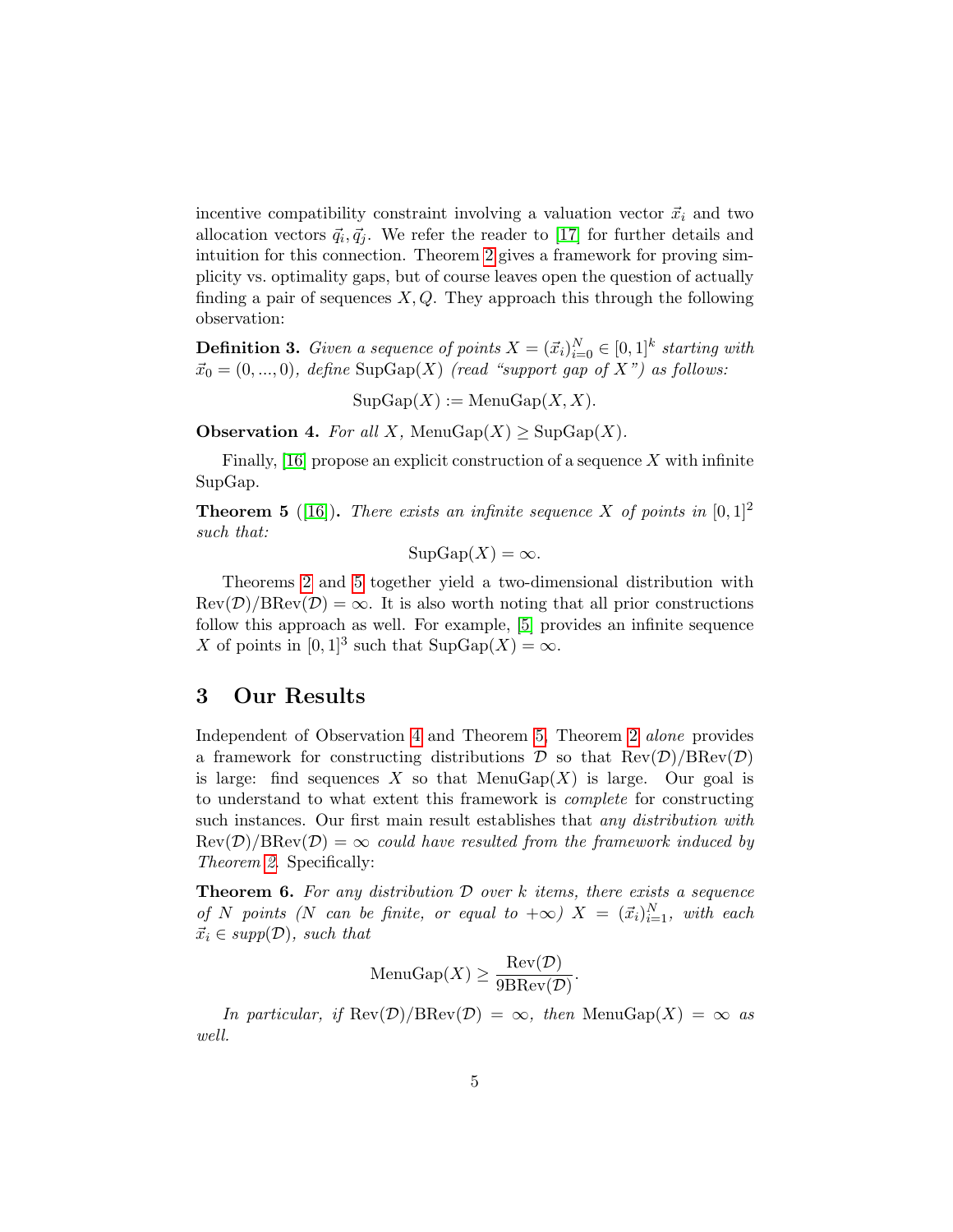incentive compatibility constraint involving a valuation vector $\vec{x}_i$ and two allocation vectors $\vec{q}_i, \vec{q}_j$. We refer the reader to [17] for further details and intuition for this connection. Theorem 2 gives a framework for proving simplicity vs. optimality gaps, but of course leaves open the question of actually finding a pair of sequences $X, Q$. They approach this through the following observation:

**Definition 3.** *Given a sequence of points $X = (\vec{x}_i)_{i=0}^N \in [0,1]^k$ starting with $\vec{x}_0 = (0, ..., 0)$, define $\text{SupGap}(X)$ (read "support gap of $X$") as follows:*

$$\text{SupGap}(X) := \text{MenuGap}(X, X).$$

**Observation 4.** *For all $X$, $\text{MenuGap}(X) \geq \text{SupGap}(X)$.*

Finally, [16] propose an explicit construction of a sequence $X$ with infinite SupGap.

**Theorem 5** ([16])**.** *There exists an infinite sequence $X$ of points in $[0,1]^2$ such that:*

$$\text{SupGap}(X) = \infty.$$

Theorems 2 and 5 together yield a two-dimensional distribution with $\text{Rev}(\mathcal{D})/\text{BRev}(\mathcal{D}) = \infty$. It is also worth noting that all prior constructions follow this approach as well. For example, [5] provides an infinite sequence $X$ of points in $[0,1]^3$ such that $\text{SupGap}(X) = \infty$.

## 3 Our Results

Independent of Observation 4 and Theorem 5, Theorem 2 *alone* provides a framework for constructing distributions $\mathcal{D}$ so that $\text{Rev}(\mathcal{D})/\text{BRev}(\mathcal{D})$ is large: find sequences $X$ so that $\text{MenuGap}(X)$ is large. Our goal is to understand to what extent this framework is *complete* for constructing such instances. Our first main result establishes that *any distribution with $\text{Rev}(\mathcal{D})/\text{BRev}(\mathcal{D}) = \infty$ could have resulted from the framework induced by Theorem 2.* Specifically:

**Theorem 6.** *For any distribution $\mathcal{D}$ over $k$ items, there exists a sequence of $N$ points ($N$ can be finite, or equal to $+\infty$) $X = (\vec{x}_i)_{i=1}^N$, with each $\vec{x}_i \in supp(\mathcal{D})$, such that*

$$\text{MenuGap}(X) \geq \frac{\text{Rev}(\mathcal{D})}{9\text{BRev}(\mathcal{D})}.$$

*In particular, if $\text{Rev}(\mathcal{D})/\text{BRev}(\mathcal{D}) = \infty$, then $\text{MenuGap}(X) = \infty$ as well.*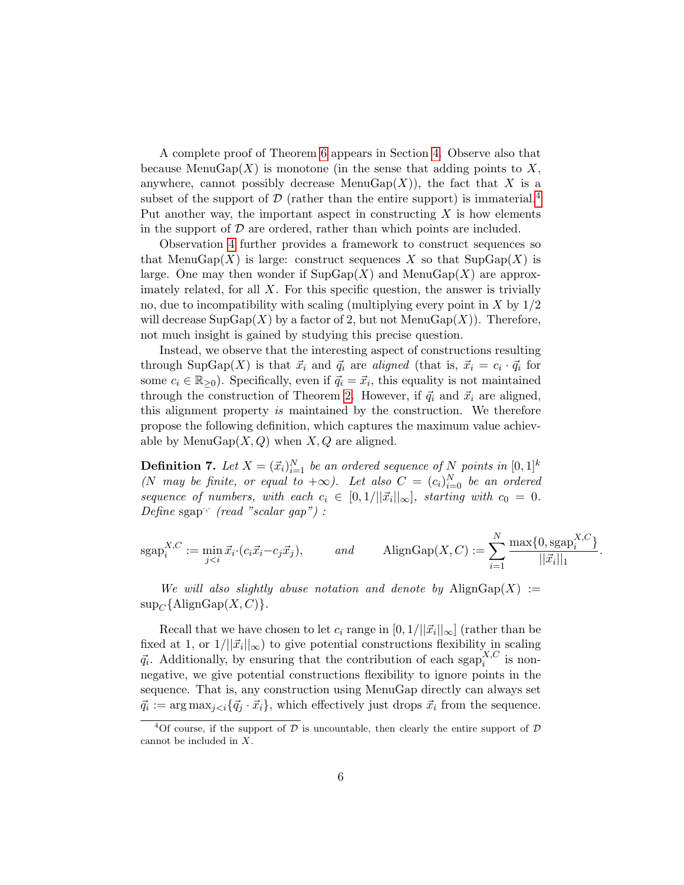A complete proof of Theorem 6 appears in Section 4. Observe also that because $\text{MenuGap}(X)$ is monotone (in the sense that adding points to $X$, anywhere, cannot possibly decrease $\text{MenuGap}(X)$), the fact that $X$ is a subset of the support of $\mathcal{D}$ (rather than the entire support) is immaterial.[4] Put another way, the important aspect in constructing $X$ is how elements in the support of $\mathcal{D}$ are ordered, rather than which points are included.

Observation 4 further provides a framework to construct sequences so that $\text{MenuGap}(X)$ is large: construct sequences $X$ so that $\text{SupGap}(X)$ is large. One may then wonder if $\text{SupGap}(X)$ and $\text{MenuGap}(X)$ are approximately related, for all $X$. For this specific question, the answer is trivially no, due to incompatibility with scaling (multiplying every point in $X$ by $1/2$ will decrease $\text{SupGap}(X)$ by a factor of 2, but not $\text{MenuGap}(X)$). Therefore, not much insight is gained by studying this precise question.

Instead, we observe that the interesting aspect of constructions resulting through $\text{SupGap}(X)$ is that $\vec{x}_i$ and $\vec{q}_i$ are *aligned* (that is, $\vec{x}_i = c_i \cdot \vec{q}_i$ for some $c_i \in \mathbb{R}_{\geq 0}$). Specifically, even if $\vec{q}_i = \vec{x}_i$, this equality is not maintained through the construction of Theorem 2. However, if $\vec{q}_i$ and $\vec{x}_i$ are aligned, this alignment property *is* maintained by the construction. We therefore propose the following definition, which captures the maximum value achievable by $\text{MenuGap}(X, Q)$ when $X, Q$ are aligned.

**Definition 7.** *Let $X = (\vec{x}_i)_{i=1}^N$ be an ordered sequence of $N$ points in $[0,1]^k$ ($N$ may be finite, or equal to $+\infty$). Let also $C = (c_i)_{i=0}^N$ be an ordered sequence of numbers, with each $c_i \in [0, 1/||\vec{x}_i||_\infty]$, starting with $c_0 = 0$. Define $\text{sgap}^{\cdot,\cdot}$ (read "scalar gap") :*

$$\text{sgap}_i^{X,C} := \min_{j<i} \vec{x}_i \cdot (c_i \vec{x}_i - c_j \vec{x}_j), \qquad \text{and} \qquad \text{AlignGap}(X, C) := \sum_{i=1}^{N} \frac{\max\{0, \text{sgap}_i^{X,C}\}}{||\vec{x}_i||_1}.$$

*We will also slightly abuse notation and denote by $\text{AlignGap}(X) := \sup_C \{\text{AlignGap}(X, C)\}$.*

Recall that we have chosen to let $c_i$ range in $[0, 1/||\vec{x}_i||_\infty]$ (rather than be fixed at 1, or $1/||\vec{x}_i||_\infty$) to give potential constructions flexibility in scaling $\vec{q}_i$. Additionally, by ensuring that the contribution of each $\text{sgap}_i^{X,C}$ is non-negative, we give potential constructions flexibility to ignore points in the sequence. That is, any construction using MenuGap directly can always set $\vec{q}_i := \arg\max_{j<i}\{\vec{q}_j \cdot \vec{x}_i\}$, which effectively just drops $\vec{x}_i$ from the sequence.

[4] Of course, if the support of $\mathcal{D}$ is uncountable, then clearly the entire support of $\mathcal{D}$ cannot be included in $X$.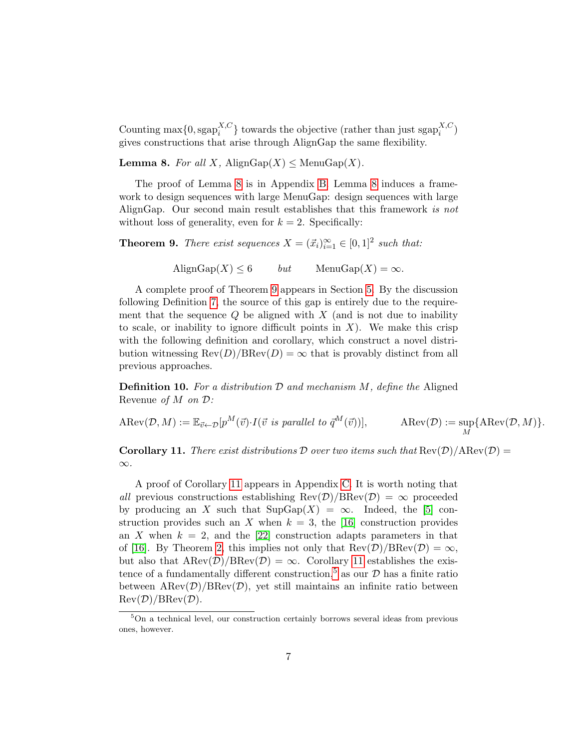Counting $\max\{0, \text{sgap}_i^{X,C}\}$ towards the objective (rather than just $\text{sgap}_i^{X,C}$) gives constructions that arise through AlignGap the same flexibility.

**Lemma 8.** *For all $X$, $\text{AlignGap}(X) \leq \text{MenuGap}(X)$.*

The proof of Lemma 8 is in Appendix B. Lemma 8 induces a framework to design sequences with large MenuGap: design sequences with large AlignGap. Our second main result establishes that this framework *is not* without loss of generality, even for $k = 2$. Specifically:

**Theorem 9.** *There exist sequences $X = (\vec{x}_i)_{i=1}^{\infty} \in [0,1]^2$ such that:*

$$\text{AlignGap}(X) \leq 6 \qquad \textit{but} \qquad \text{MenuGap}(X) = \infty.$$

A complete proof of Theorem 9 appears in Section 5. By the discussion following Definition 7, the source of this gap is entirely due to the requirement that the sequence $Q$ be aligned with $X$ (and is not due to inability to scale, or inability to ignore difficult points in $X$). We make this crisp with the following definition and corollary, which construct a novel distribution witnessing $\text{Rev}(D)/\text{BRev}(D) = \infty$ that is provably distinct from all previous approaches.

**Definition 10.** *For a distribution $\mathcal{D}$ and mechanism $M$, define the* Aligned Revenue *of $M$ on $\mathcal{D}$:*

$$\text{ARev}(\mathcal{D}, M) := \mathbb{E}_{\vec{v} \leftarrow \mathcal{D}}[p^M(\vec{v}) \cdot I(\vec{v} \textit{ is parallel to } \vec{q}^M(\vec{v}))], \qquad \text{ARev}(\mathcal{D}) := \sup_M \{\text{ARev}(\mathcal{D}, M)\}.$$

**Corollary 11.** *There exist distributions $\mathcal{D}$ over two items such that $\text{Rev}(\mathcal{D})/\text{ARev}(\mathcal{D}) = \infty$.*

A proof of Corollary 11 appears in Appendix C. It is worth noting that *all* previous constructions establishing $\text{Rev}(\mathcal{D})/\text{BRev}(\mathcal{D}) = \infty$ proceeded by producing an $X$ such that $\text{SupGap}(X) = \infty$. Indeed, the [5] construction provides such an $X$ when $k = 3$, the [16] construction provides an $X$ when $k = 2$, and the [22] construction adapts parameters in that of [16]. By Theorem 2, this implies not only that $\text{Rev}(\mathcal{D})/\text{BRev}(\mathcal{D}) = \infty$, but also that $\text{ARev}(\mathcal{D})/\text{BRev}(\mathcal{D}) = \infty$. Corollary 11 establishes the existence of a fundamentally different construction,[5] as our $\mathcal{D}$ has a finite ratio between $\text{ARev}(\mathcal{D})/\text{BRev}(\mathcal{D})$, yet still maintains an infinite ratio between $\text{Rev}(\mathcal{D})/\text{BRev}(\mathcal{D})$.

[5] On a technical level, our construction certainly borrows several ideas from previous ones, however.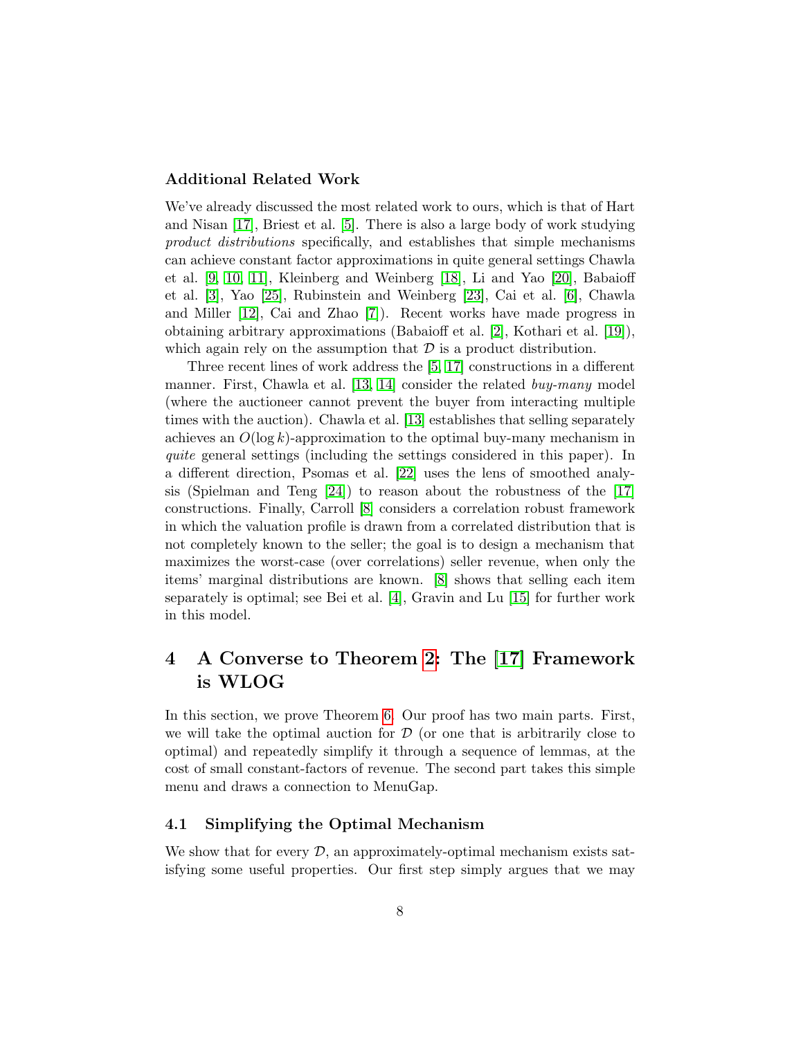### Additional Related Work

We've already discussed the most related work to ours, which is that of Hart and Nisan [17], Briest et al. [5]. There is also a large body of work studying *product distributions* specifically, and establishes that simple mechanisms can achieve constant factor approximations in quite general settings Chawla et al. [9, 10, 11], Kleinberg and Weinberg [18], Li and Yao [20], Babaioff et al. [3], Yao [25], Rubinstein and Weinberg [23], Cai et al. [6], Chawla and Miller [12], Cai and Zhao [7]). Recent works have made progress in obtaining arbitrary approximations (Babaioff et al. [2], Kothari et al. [19]), which again rely on the assumption that $\mathcal{D}$ is a product distribution.

Three recent lines of work address the [5, 17] constructions in a different manner. First, Chawla et al. [13, 14] consider the related *buy-many* model (where the auctioneer cannot prevent the buyer from interacting multiple times with the auction). Chawla et al. [13] establishes that selling separately achieves an $O(\log k)$-approximation to the optimal buy-many mechanism in *quite* general settings (including the settings considered in this paper). In a different direction, Psomas et al. [22] uses the lens of smoothed analysis (Spielman and Teng [24]) to reason about the robustness of the [17] constructions. Finally, Carroll [8] considers a correlation robust framework in which the valuation profile is drawn from a correlated distribution that is not completely known to the seller; the goal is to design a mechanism that maximizes the worst-case (over correlations) seller revenue, when only the items' marginal distributions are known. [8] shows that selling each item separately is optimal; see Bei et al. [4], Gravin and Lu [15] for further work in this model.

## 4 A Converse to Theorem 2: The [17] Framework is WLOG

In this section, we prove Theorem 6. Our proof has two main parts. First, we will take the optimal auction for $\mathcal{D}$ (or one that is arbitrarily close to optimal) and repeatedly simplify it through a sequence of lemmas, at the cost of small constant-factors of revenue. The second part takes this simple menu and draws a connection to MenuGap.

### 4.1 Simplifying the Optimal Mechanism

We show that for every $\mathcal{D}$, an approximately-optimal mechanism exists satisfying some useful properties. Our first step simply argues that we may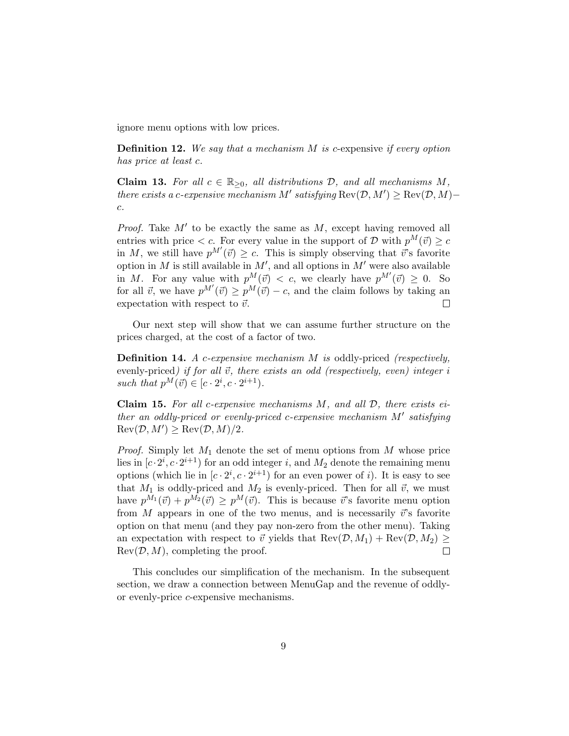ignore menu options with low prices.

**Definition 12.** *We say that a mechanism $M$ is* $c$-expensive *if every option has price at least $c$.*

**Claim 13.** *For all $c \in \mathbb{R}_{\geq 0}$, all distributions $\mathcal{D}$, and all mechanisms $M$, there exists a $c$-expensive mechanism $M'$ satisfying $\text{Rev}(\mathcal{D}, M') \geq \text{Rev}(\mathcal{D}, M) - c$.*

*Proof.* Take $M'$ to be exactly the same as $M$, except having removed all entries with price $< c$. For every value in the support of $\mathcal{D}$ with $p^M(\vec{v}) \geq c$ in $M$, we still have $p^{M'}(\vec{v}) \geq c$. This is simply observing that $\vec{v}$'s favorite option in $M$ is still available in $M'$, and all options in $M'$ were also available in $M$. For any value with $p^M(\vec{v}) < c$, we clearly have $p^{M'}(\vec{v}) \geq 0$. So for all $\vec{v}$, we have $p^{M'}(\vec{v}) \geq p^M(\vec{v}) - c$, and the claim follows by taking an expectation with respect to $\vec{v}$. □

Our next step will show that we can assume further structure on the prices charged, at the cost of a factor of two.

**Definition 14.** *A $c$-expensive mechanism $M$ is* oddly-priced *(respectively,* evenly-priced*) if for all $\vec{v}$, there exists an odd (respectively, even) integer $i$ such that $p^M(\vec{v}) \in [c \cdot 2^i, c \cdot 2^{i+1})$.*

**Claim 15.** *For all $c$-expensive mechanisms $M$, and all $\mathcal{D}$, there exists either an oddly-priced or evenly-priced $c$-expensive mechanism $M'$ satisfying $\text{Rev}(\mathcal{D}, M') \geq \text{Rev}(\mathcal{D}, M)/2$.*

*Proof.* Simply let $M_1$ denote the set of menu options from $M$ whose price lies in $[c \cdot 2^i, c \cdot 2^{i+1})$ for an odd integer $i$, and $M_2$ denote the remaining menu options (which lie in $[c \cdot 2^i, c \cdot 2^{i+1})$ for an even power of $i$). It is easy to see that $M_1$ is oddly-priced and $M_2$ is evenly-priced. Then for all $\vec{v}$, we must have $p^{M_1}(\vec{v}) + p^{M_2}(\vec{v}) \geq p^M(\vec{v})$. This is because $\vec{v}$'s favorite menu option from $M$ appears in one of the two menus, and is necessarily $\vec{v}$'s favorite option on that menu (and they pay non-zero from the other menu). Taking an expectation with respect to $\vec{v}$ yields that $\text{Rev}(\mathcal{D}, M_1) + \text{Rev}(\mathcal{D}, M_2) \geq \text{Rev}(\mathcal{D}, M)$, completing the proof. □

This concludes our simplification of the mechanism. In the subsequent section, we draw a connection between MenuGap and the revenue of oddly- or evenly-price $c$-expensive mechanisms.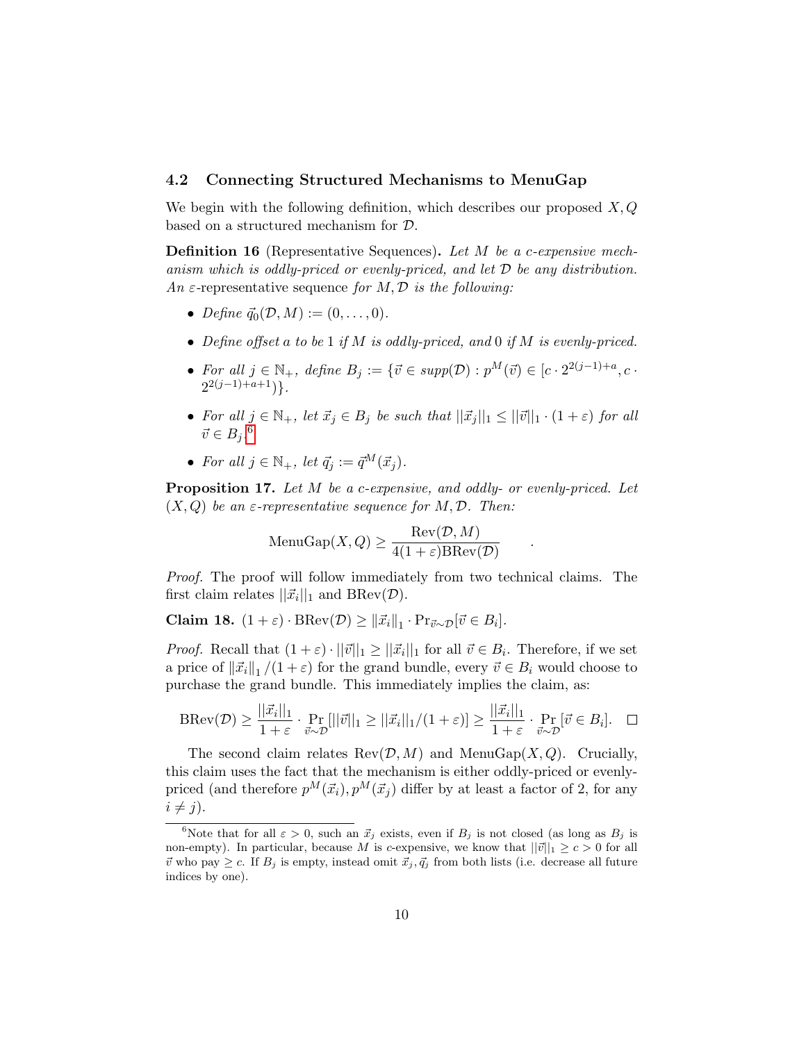### 4.2 Connecting Structured Mechanisms to MenuGap

We begin with the following definition, which describes our proposed $X, Q$ based on a structured mechanism for $\mathcal{D}$.

**Definition 16** (Representative Sequences)**.** *Let $M$ be a $c$-expensive mechanism which is oddly-priced or evenly-priced, and let $\mathcal{D}$ be any distribution. An $\varepsilon$-representative sequence for $M, \mathcal{D}$ is the following:*

- *Define $\vec{q}_0(\mathcal{D}, M) := (0, \ldots, 0)$.*
- *Define offset $a$ to be 1 if $M$ is oddly-priced, and 0 if $M$ is evenly-priced.*
- *For all $j \in \mathbb{N}_+$, define $B_j := \{\vec{v} \in supp(\mathcal{D}) : p^M(\vec{v}) \in [c \cdot 2^{2(j-1)+a}, c \cdot 2^{2(j-1)+a+1})\}$.*
- *For all $j \in \mathbb{N}_+$, let $\vec{x}_j \in B_j$ be such that $||\vec{x}_j||_1 \leq ||\vec{v}||_1 \cdot (1+\varepsilon)$ for all $\vec{v} \in B_j$.*[6]
- *For all $j \in \mathbb{N}_+$, let $\vec{q}_j := \vec{q}^M(\vec{x}_j)$.*

**Proposition 17.** *Let $M$ be a $c$-expensive, and oddly- or evenly-priced. Let $(X, Q)$ be an $\varepsilon$-representative sequence for $M, \mathcal{D}$. Then:*

$$\text{MenuGap}(X, Q) \geq \frac{\text{Rev}(\mathcal{D}, M)}{4(1+\varepsilon)\text{BRev}(\mathcal{D})} \quad .$$

*Proof.* The proof will follow immediately from two technical claims. The first claim relates $||\vec{x}_i||_1$ and $\text{BRev}(\mathcal{D})$.

**Claim 18.** $(1+\varepsilon) \cdot \text{BRev}(\mathcal{D}) \geq \|\vec{x}_i\|_1 \cdot \Pr_{\vec{v} \sim \mathcal{D}}[\vec{v} \in B_i]$.

*Proof.* Recall that $(1+\varepsilon) \cdot ||\vec{v}||_1 \geq ||\vec{x}_i||_1$ for all $\vec{v} \in B_i$. Therefore, if we set a price of $\|\vec{x}_i\|_1 / (1+\varepsilon)$ for the grand bundle, every $\vec{v} \in B_i$ would choose to purchase the grand bundle. This immediately implies the claim, as:

$$\text{BRev}(\mathcal{D}) \geq \frac{||\vec{x}_i||_1}{1+\varepsilon} \cdot \Pr_{\vec{v} \sim \mathcal{D}}[||\vec{v}||_1 \geq ||\vec{x}_i||_1/(1+\varepsilon)] \geq \frac{||\vec{x}_i||_1}{1+\varepsilon} \cdot \Pr_{\vec{v} \sim \mathcal{D}}[\vec{v} \in B_i]. \quad \square$$

The second claim relates $\text{Rev}(\mathcal{D}, M)$ and $\text{MenuGap}(X, Q)$. Crucially, this claim uses the fact that the mechanism is either oddly-priced or evenly-priced (and therefore $p^M(\vec{x}_i), p^M(\vec{x}_j)$ differ by at least a factor of 2, for any $i \neq j$).

[6] Note that for all $\varepsilon > 0$, such an $\vec{x}_j$ exists, even if $B_j$ is not closed (as long as $B_j$ is non-empty). In particular, because $M$ is $c$-expensive, we know that $||\vec{v}||_1 \geq c > 0$ for all $\vec{v}$ who pay $\geq c$. If $B_j$ is empty, instead omit $\vec{x}_j, \vec{q}_j$ from both lists (i.e. decrease all future indices by one).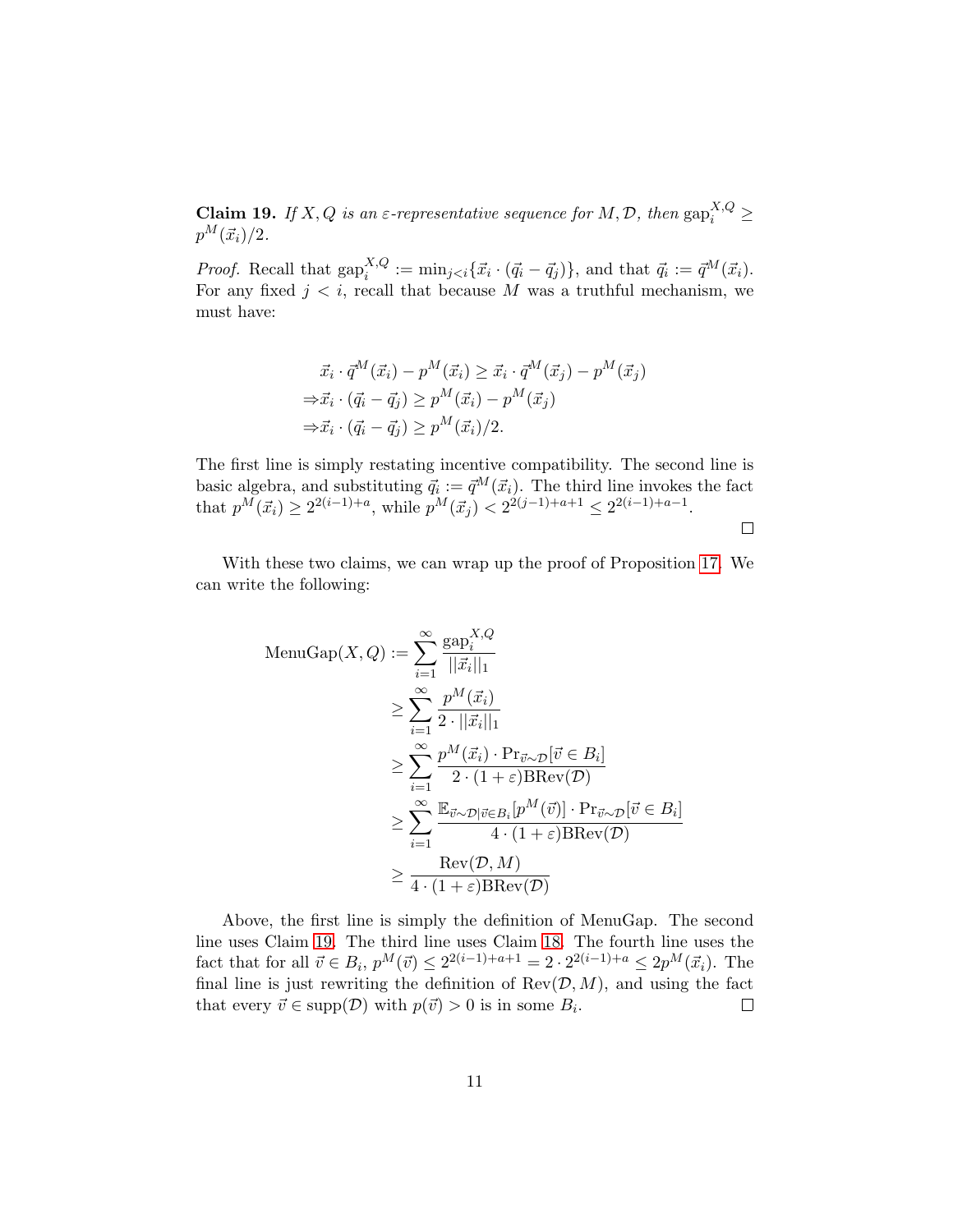**Claim 19.** *If $X, Q$ is an $\varepsilon$-representative sequence for $M, \mathcal{D}$, then $\text{gap}_i^{X,Q} \geq p^M(\vec{x}_i)/2$.*

*Proof.* Recall that $\text{gap}_i^{X,Q} := \min_{j<i}\{\vec{x}_i \cdot (\vec{q}_i - \vec{q}_j)\}$, and that $\vec{q}_i := \vec{q}^M(\vec{x}_i)$. For any fixed $j < i$, recall that because $M$ was a truthful mechanism, we must have:

$$
\begin{aligned}
&\vec{x}_i \cdot \vec{q}^M(\vec{x}_i) - p^M(\vec{x}_i) \geq \vec{x}_i \cdot \vec{q}^M(\vec{x}_j) - p^M(\vec{x}_j) \\
\Rightarrow &\vec{x}_i \cdot (\vec{q}_i - \vec{q}_j) \geq p^M(\vec{x}_i) - p^M(\vec{x}_j) \\
\Rightarrow &\vec{x}_i \cdot (\vec{q}_i - \vec{q}_j) \geq p^M(\vec{x}_i)/2.
\end{aligned}
$$

The first line is simply restating incentive compatibility. The second line is basic algebra, and substituting $\vec{q}_i := \vec{q}^M(\vec{x}_i)$. The third line invokes the fact that $p^M(\vec{x}_i) \geq 2^{2(i-1)+a}$, while $p^M(\vec{x}_j) < 2^{2(j-1)+a+1} \leq 2^{2(i-1)+a-1}$. $\square$

With these two claims, we can wrap up the proof of Proposition 17. We can write the following:

$$
\begin{aligned}
\text{MenuGap}(X, Q) &:= \sum_{i=1}^{\infty} \frac{\text{gap}_i^{X,Q}}{||\vec{x}_i||_1} \\
&\geq \sum_{i=1}^{\infty} \frac{p^M(\vec{x}_i)}{2 \cdot ||\vec{x}_i||_1} \\
&\geq \sum_{i=1}^{\infty} \frac{p^M(\vec{x}_i) \cdot \Pr_{\vec{v} \sim \mathcal{D}}[\vec{v} \in B_i]}{2 \cdot (1+\varepsilon)\text{BRev}(\mathcal{D})} \\
&\geq \sum_{i=1}^{\infty} \frac{\mathbb{E}_{\vec{v} \sim \mathcal{D} | \vec{v} \in B_i}[p^M(\vec{v})] \cdot \Pr_{\vec{v} \sim \mathcal{D}}[\vec{v} \in B_i]}{4 \cdot (1+\varepsilon)\text{BRev}(\mathcal{D})} \\
&\geq \frac{\text{Rev}(\mathcal{D}, M)}{4 \cdot (1+\varepsilon)\text{BRev}(\mathcal{D})}
\end{aligned}
$$

Above, the first line is simply the definition of MenuGap. The second line uses Claim 19. The third line uses Claim 18. The fourth line uses the fact that for all $\vec{v} \in B_i$, $p^M(\vec{v}) \leq 2^{2(i-1)+a+1} = 2 \cdot 2^{2(i-1)+a} \leq 2p^M(\vec{x}_i)$. The final line is just rewriting the definition of $\text{Rev}(\mathcal{D}, M)$, and using the fact that every $\vec{v} \in \text{supp}(\mathcal{D})$ with $p(\vec{v}) > 0$ is in some $B_i$. $\square$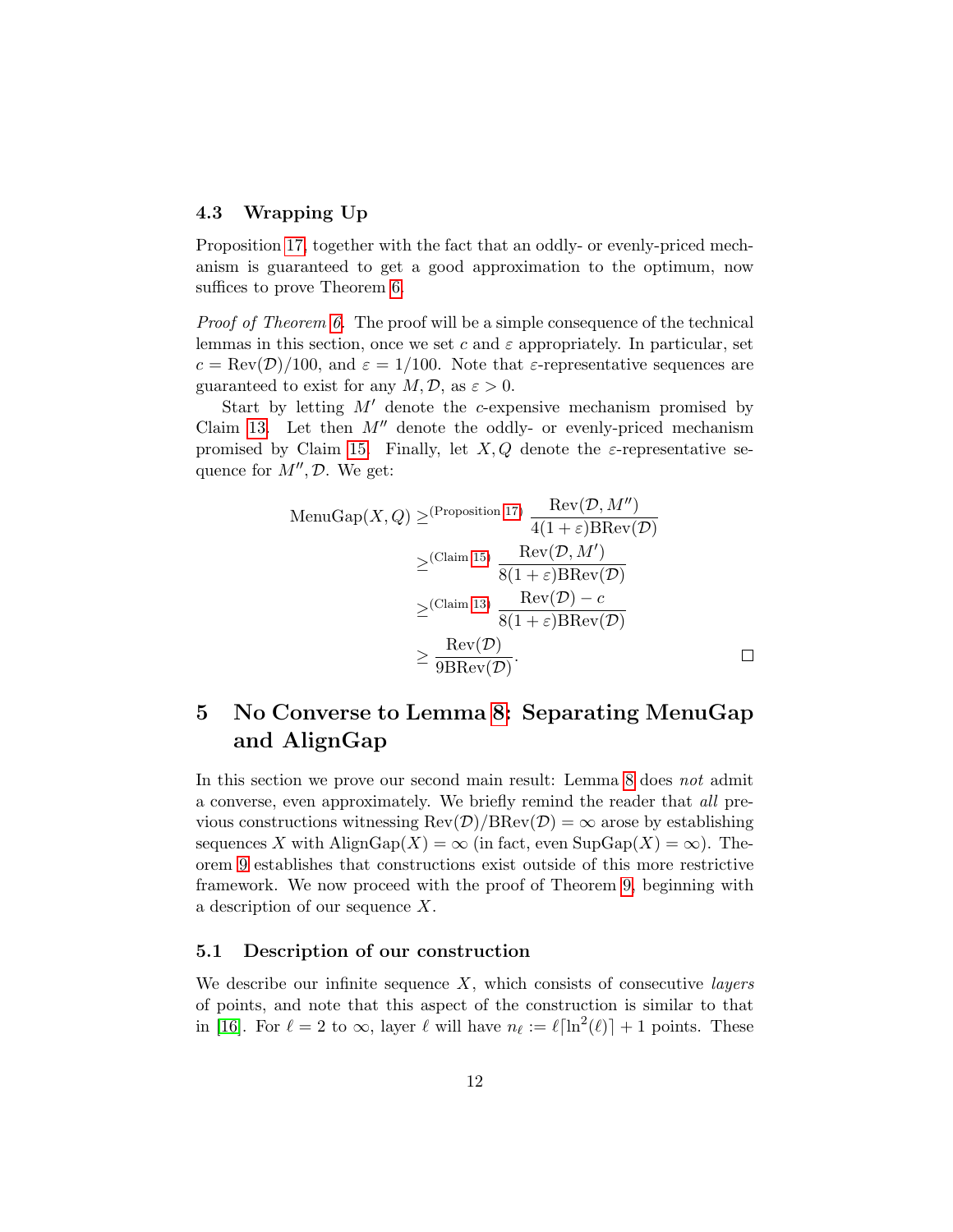### 4.3 Wrapping Up

Proposition 17, together with the fact that an oddly- or evenly-priced mechanism is guaranteed to get a good approximation to the optimum, now suffices to prove Theorem 6.

*Proof of Theorem 6.* The proof will be a simple consequence of the technical lemmas in this section, once we set $c$ and $\varepsilon$ appropriately. In particular, set $c = \text{Rev}(\mathcal{D})/100$, and $\varepsilon = 1/100$. Note that $\varepsilon$-representative sequences are guaranteed to exist for any $M, \mathcal{D}$, as $\varepsilon > 0$.

Start by letting $M'$ denote the $c$-expensive mechanism promised by Claim 13. Let then $M''$ denote the oddly- or evenly-priced mechanism promised by Claim 15. Finally, let $X, Q$ denote the $\varepsilon$-representative sequence for $M'', \mathcal{D}$. We get:

$$\begin{aligned}
\text{MenuGap}(X, Q) &\geq^{(\text{Proposition 17})} \frac{\text{Rev}(\mathcal{D}, M'')}{4(1+\varepsilon)\text{BRev}(\mathcal{D})} \\
&\geq^{(\text{Claim 15})} \frac{\text{Rev}(\mathcal{D}, M')}{8(1+\varepsilon)\text{BRev}(\mathcal{D})} \\
&\geq^{(\text{Claim 13})} \frac{\text{Rev}(\mathcal{D}) - c}{8(1+\varepsilon)\text{BRev}(\mathcal{D})} \\
&\geq \frac{\text{Rev}(\mathcal{D})}{9\text{BRev}(\mathcal{D})}.
\end{aligned}$$

□

## 5 No Converse to Lemma 8: Separating MenuGap and AlignGap

In this section we prove our second main result: Lemma 8 does *not* admit a converse, even approximately. We briefly remind the reader that *all* previous constructions witnessing $\text{Rev}(\mathcal{D})/\text{BRev}(\mathcal{D}) = \infty$ arose by establishing sequences $X$ with $\text{AlignGap}(X) = \infty$ (in fact, even $\text{SupGap}(X) = \infty$). Theorem 9 establishes that constructions exist outside of this more restrictive framework. We now proceed with the proof of Theorem 9, beginning with a description of our sequence $X$.

### 5.1 Description of our construction

We describe our infinite sequence $X$, which consists of consecutive *layers* of points, and note that this aspect of the construction is similar to that in [16]. For $\ell = 2$ to $\infty$, layer $\ell$ will have $n_\ell := \ell\lceil \ln^2(\ell) \rceil + 1$ points. These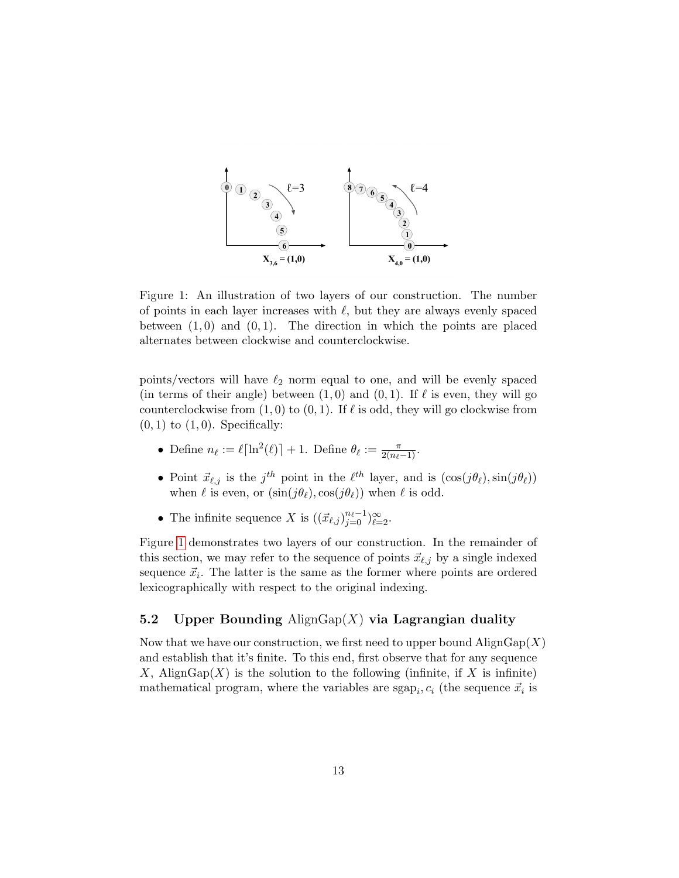Figure 1: An illustration of two layers of our construction. The number of points in each layer increases with $\ell$, but they are always evenly spaced between $(1, 0)$ and $(0, 1)$. The direction in which the points are placed alternates between clockwise and counterclockwise.

points/vectors will have $\ell_2$ norm equal to one, and will be evenly spaced (in terms of their angle) between $(1, 0)$ and $(0, 1)$. If $\ell$ is even, they will go counterclockwise from $(1, 0)$ to $(0, 1)$. If $\ell$ is odd, they will go clockwise from $(0, 1)$ to $(1, 0)$. Specifically:

- Define $n_\ell := \ell\lceil \ln^2(\ell)\rceil + 1$. Define $\theta_\ell := \frac{\pi}{2(n_\ell - 1)}$.
- Point $\vec{x}_{\ell,j}$ is the $j^{th}$ point in the $\ell^{th}$ layer, and is $(\cos(j\theta_\ell), \sin(j\theta_\ell))$ when $\ell$ is even, or $(\sin(j\theta_\ell), \cos(j\theta_\ell))$ when $\ell$ is odd.
- The infinite sequence $X$ is $((\vec{x}_{\ell,j})_{j=0}^{n_\ell-1})_{\ell=2}^{\infty}$.

Figure 1 demonstrates two layers of our construction. In the remainder of this section, we may refer to the sequence of points $\vec{x}_{\ell,j}$ by a single indexed sequence $\vec{x}_i$. The latter is the same as the former where points are ordered lexicographically with respect to the original indexing.

### 5.2 Upper Bounding AlignGap$(X)$ via Lagrangian duality

Now that we have our construction, we first need to upper bound AlignGap$(X)$ and establish that it's finite. To this end, first observe that for any sequence $X$, AlignGap$(X)$ is the solution to the following (infinite, if $X$ is infinite) mathematical program, where the variables are $\text{sgap}_i, c_i$ (the sequence $\vec{x}_i$ is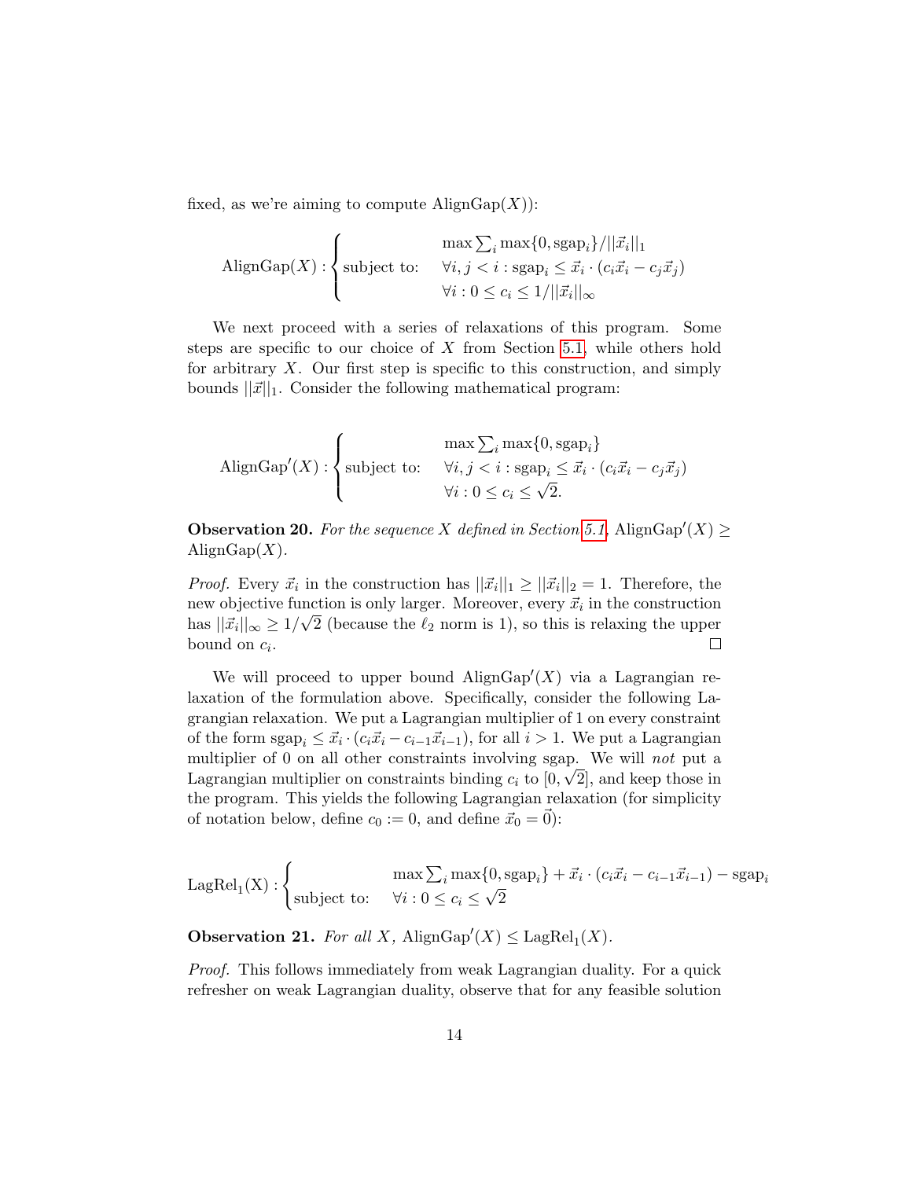fixed, as we're aiming to compute $\text{AlignGap}(X)$):

$$\text{AlignGap}(X) : \begin{cases} & \max \sum_i \max\{0, \text{sgap}_i\}/||\vec{x}_i||_1 \\ \text{subject to:} & \forall i, j < i : \text{sgap}_i \leq \vec{x}_i \cdot (c_i \vec{x}_i - c_j \vec{x}_j) \\ & \forall i : 0 \leq c_i \leq 1/||\vec{x}_i||_\infty \end{cases}$$

We next proceed with a series of relaxations of this program. Some steps are specific to our choice of $X$ from Section 5.1, while others hold for arbitrary $X$. Our first step is specific to this construction, and simply bounds $||\vec{x}||_1$. Consider the following mathematical program:

$$\text{AlignGap}'(X) : \begin{cases} & \max \sum_i \max\{0, \text{sgap}_i\} \\ \text{subject to:} & \forall i, j < i : \text{sgap}_i \leq \vec{x}_i \cdot (c_i \vec{x}_i - c_j \vec{x}_j) \\ & \forall i : 0 \leq c_i \leq \sqrt{2}. \end{cases}$$

**Observation 20.** *For the sequence $X$ defined in Section 5.1,* $\text{AlignGap}'(X) \geq \text{AlignGap}(X)$.

*Proof.* Every $\vec{x}_i$ in the construction has $||\vec{x}_i||_1 \geq ||\vec{x}_i||_2 = 1$. Therefore, the new objective function is only larger. Moreover, every $\vec{x}_i$ in the construction has $||\vec{x}_i||_\infty \geq 1/\sqrt{2}$ (because the $\ell_2$ norm is 1), so this is relaxing the upper bound on $c_i$. □

We will proceed to upper bound $\text{AlignGap}'(X)$ via a Lagrangian relaxation of the formulation above. Specifically, consider the following Lagrangian relaxation. We put a Lagrangian multiplier of 1 on every constraint of the form $\text{sgap}_i \leq \vec{x}_i \cdot (c_i \vec{x}_i - c_{i-1} \vec{x}_{i-1})$, for all $i > 1$. We put a Lagrangian multiplier of 0 on all other constraints involving sgap. We will *not* put a Lagrangian multiplier on constraints binding $c_i$ to $[0, \sqrt{2}]$, and keep those in the program. This yields the following Lagrangian relaxation (for simplicity of notation below, define $c_0 := 0$, and define $\vec{x}_0 = \vec{0}$):

$$\text{LagRel}_1(\text{X}) : \begin{cases} & \max \sum_i \max\{0, \text{sgap}_i\} + \vec{x}_i \cdot (c_i \vec{x}_i - c_{i-1} \vec{x}_{i-1}) - \text{sgap}_i \\ \text{subject to:} & \forall i : 0 \leq c_i \leq \sqrt{2} \end{cases}$$

**Observation 21.** *For all $X$,* $\text{AlignGap}'(X) \leq \text{LagRel}_1(X)$.

*Proof.* This follows immediately from weak Lagrangian duality. For a quick refresher on weak Lagrangian duality, observe that for any feasible solution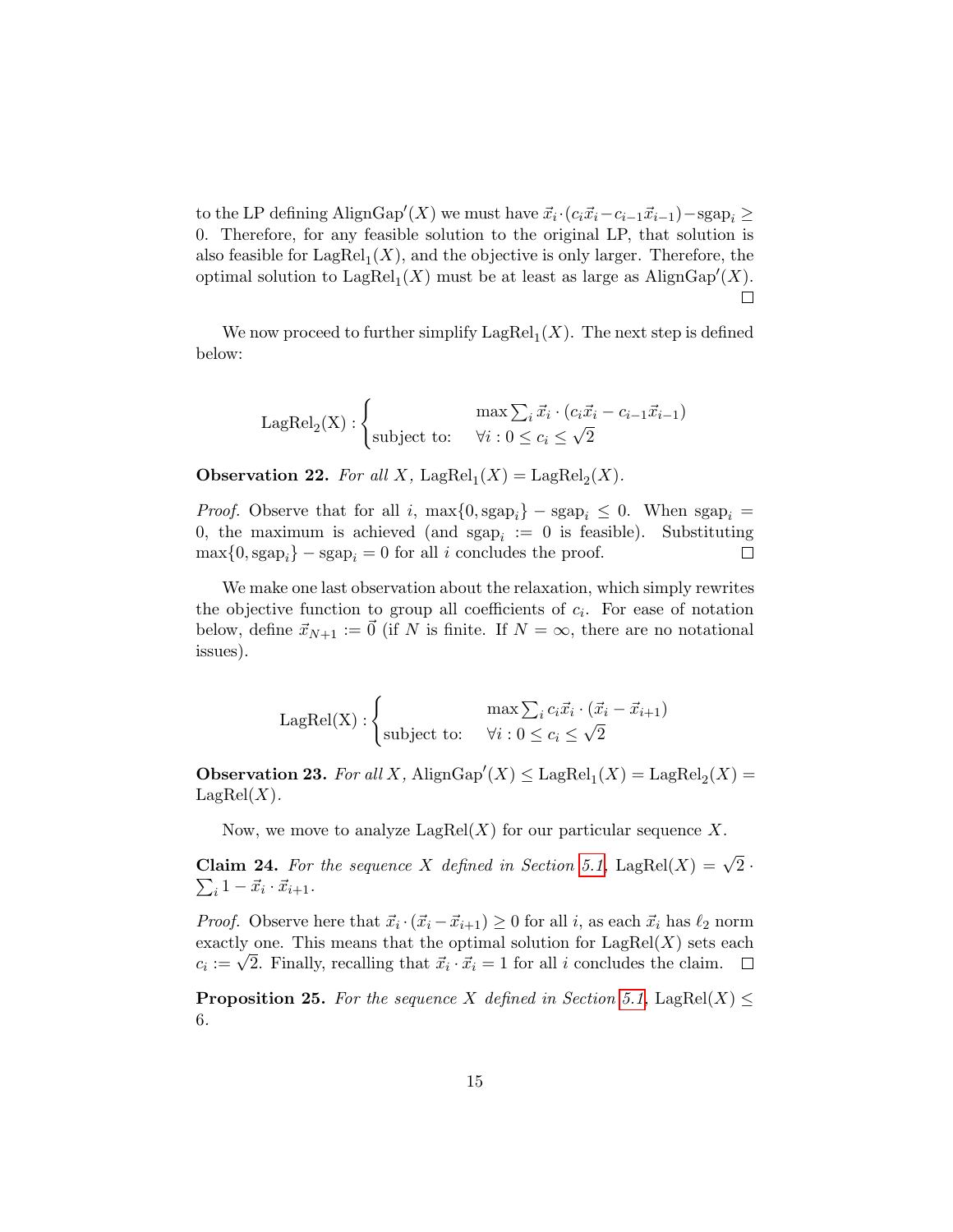to the LP defining $\text{AlignGap}'(X)$ we must have $\vec{x}_i \cdot (c_i\vec{x}_i - c_{i-1}\vec{x}_{i-1}) - \text{sgap}_i \geq 0$. Therefore, for any feasible solution to the original LP, that solution is also feasible for $\text{LagRel}_1(X)$, and the objective is only larger. Therefore, the optimal solution to $\text{LagRel}_1(X)$ must be at least as large as $\text{AlignGap}'(X)$. □

We now proceed to further simplify $\text{LagRel}_1(X)$. The next step is defined below:

$$\text{LagRel}_2(\text{X}) : \begin{cases} & \max \sum_i \vec{x}_i \cdot (c_i\vec{x}_i - c_{i-1}\vec{x}_{i-1}) \\ \text{subject to:} & \forall i : 0 \leq c_i \leq \sqrt{2} \end{cases}$$

**Observation 22.** *For all $X$, $\text{LagRel}_1(X) = \text{LagRel}_2(X)$.*

*Proof.* Observe that for all $i$, $\max\{0, \text{sgap}_i\} - \text{sgap}_i \leq 0$. When $\text{sgap}_i = 0$, the maximum is achieved (and $\text{sgap}_i := 0$ is feasible). Substituting $\max\{0, \text{sgap}_i\} - \text{sgap}_i = 0$ for all $i$ concludes the proof. □

We make one last observation about the relaxation, which simply rewrites the objective function to group all coefficients of $c_i$. For ease of notation below, define $\vec{x}_{N+1} := \vec{0}$ (if $N$ is finite. If $N = \infty$, there are no notational issues).

$$\text{LagRel}(\text{X}) : \begin{cases} & \max \sum_i c_i\vec{x}_i \cdot (\vec{x}_i - \vec{x}_{i+1}) \\ \text{subject to:} & \forall i : 0 \leq c_i \leq \sqrt{2} \end{cases}$$

**Observation 23.** *For all $X$, $\text{AlignGap}'(X) \leq \text{LagRel}_1(X) = \text{LagRel}_2(X) = \text{LagRel}(X)$.*

Now, we move to analyze $\text{LagRel}(X)$ for our particular sequence $X$.

**Claim 24.** *For the sequence $X$ defined in Section 5.1, $\text{LagRel}(X) = \sqrt{2} \cdot \sum_i 1 - \vec{x}_i \cdot \vec{x}_{i+1}$.*

*Proof.* Observe here that $\vec{x}_i \cdot (\vec{x}_i - \vec{x}_{i+1}) \geq 0$ for all $i$, as each $\vec{x}_i$ has $\ell_2$ norm exactly one. This means that the optimal solution for $\text{LagRel}(X)$ sets each $c_i := \sqrt{2}$. Finally, recalling that $\vec{x}_i \cdot \vec{x}_i = 1$ for all $i$ concludes the claim. □

**Proposition 25.** *For the sequence $X$ defined in Section 5.1, $\text{LagRel}(X) \leq 6$.*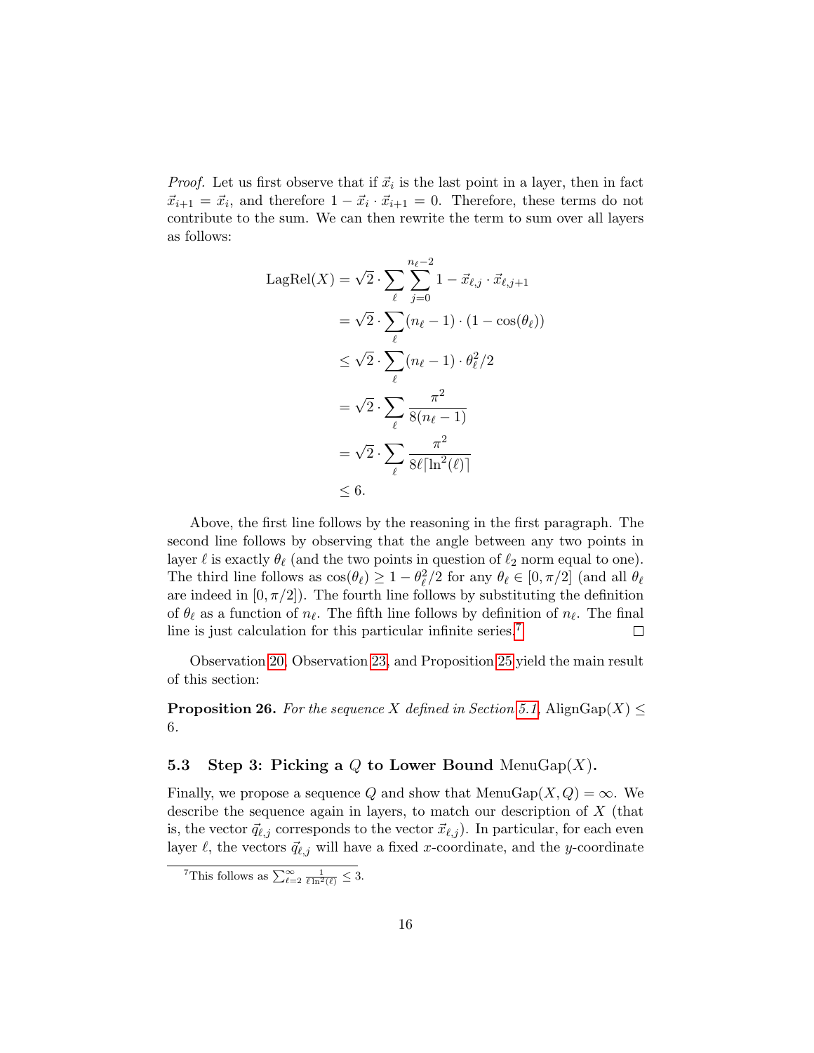*Proof.* Let us first observe that if $\vec{x}_i$ is the last point in a layer, then in fact $\vec{x}_{i+1} = \vec{x}_i$, and therefore $1 - \vec{x}_i \cdot \vec{x}_{i+1} = 0$. Therefore, these terms do not contribute to the sum. We can then rewrite the term to sum over all layers as follows:

$$
\begin{aligned}
\text{LagRel}(X) &= \sqrt{2} \cdot \sum_{\ell} \sum_{j=0}^{n_\ell - 2} 1 - \vec{x}_{\ell,j} \cdot \vec{x}_{\ell,j+1} \\
&= \sqrt{2} \cdot \sum_{\ell} (n_\ell - 1) \cdot (1 - \cos(\theta_\ell)) \\
&\leq \sqrt{2} \cdot \sum_{\ell} (n_\ell - 1) \cdot \theta_\ell^2 / 2 \\
&= \sqrt{2} \cdot \sum_{\ell} \frac{\pi^2}{8(n_\ell - 1)} \\
&= \sqrt{2} \cdot \sum_{\ell} \frac{\pi^2}{8\ell \lceil \ln^2(\ell) \rceil} \\
&\leq 6.
\end{aligned}
$$

Above, the first line follows by the reasoning in the first paragraph. The second line follows by observing that the angle between any two points in layer $\ell$ is exactly $\theta_\ell$ (and the two points in question of $\ell_2$ norm equal to one). The third line follows as $\cos(\theta_\ell) \geq 1 - \theta_\ell^2/2$ for any $\theta_\ell \in [0, \pi/2]$ (and all $\theta_\ell$ are indeed in $[0, \pi/2]$). The fourth line follows by substituting the definition of $\theta_\ell$ as a function of $n_\ell$. The fifth line follows by definition of $n_\ell$. The final line is just calculation for this particular infinite series.[7] ∎

Observation 20, Observation 23, and Proposition 25 yield the main result of this section:

**Proposition 26.** *For the sequence $X$ defined in Section 5.1,* $\text{AlignGap}(X) \leq 6$.

### 5.3 Step 3: Picking a $Q$ to Lower Bound $\text{MenuGap}(X)$.

Finally, we propose a sequence $Q$ and show that $\text{MenuGap}(X, Q) = \infty$. We describe the sequence again in layers, to match our description of $X$ (that is, the vector $\vec{q}_{\ell,j}$ corresponds to the vector $\vec{x}_{\ell,j}$). In particular, for each even layer $\ell$, the vectors $\vec{q}_{\ell,j}$ will have a fixed $x$-coordinate, and the $y$-coordinate

[7] This follows as $\sum_{\ell=2}^{\infty} \frac{1}{\ell \ln^2(\ell)} \leq 3$.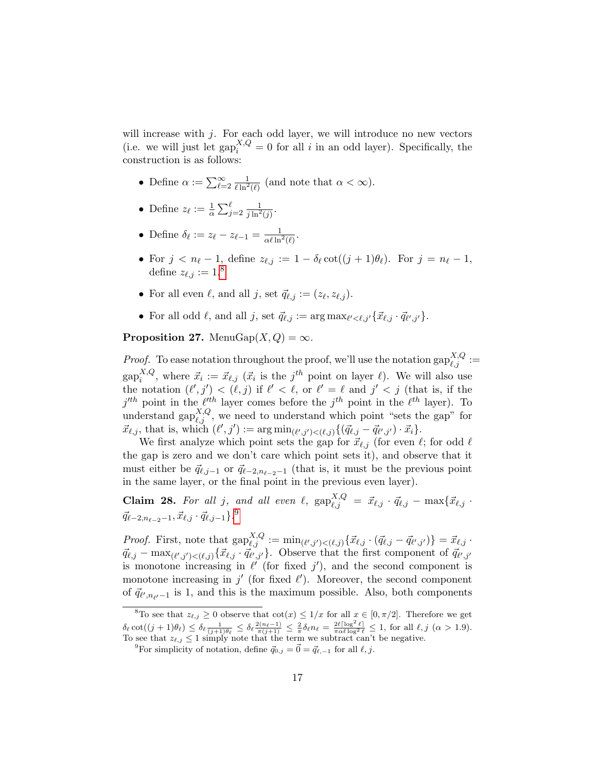will increase with $j$. For each odd layer, we will introduce no new vectors (i.e. we will just let $\text{gap}_i^{X,Q} = 0$ for all $i$ in an odd layer). Specifically, the construction is as follows:

- Define $\alpha := \sum_{\ell=2}^{\infty} \frac{1}{\ell \ln^2(\ell)}$ (and note that $\alpha < \infty$).
- Define $z_\ell := \frac{1}{\alpha} \sum_{j=2}^{\ell} \frac{1}{j \ln^2(j)}$.
- Define $\delta_\ell := z_\ell - z_{\ell-1} = \frac{1}{\alpha \ell \ln^2(\ell)}$.
- For $j < n_\ell - 1$, define $z_{\ell,j} := 1 - \delta_\ell \cot((j+1)\theta_\ell)$. For $j = n_\ell - 1$, define $z_{\ell,j} := 1$.[8]
- For all even $\ell$, and all $j$, set $\vec{q}_{\ell,j} := (z_\ell, z_{\ell,j})$.
- For all odd $\ell$, and all $j$, set $\vec{q}_{\ell,j} := \arg\max_{\ell' < \ell, j'} \{\vec{x}_{\ell,j} \cdot \vec{q}_{\ell',j'}\}$.

**Proposition 27.** $\text{MenuGap}(X, Q) = \infty$.

*Proof.* To ease notation throughout the proof, we'll use the notation $\text{gap}_{\ell,j}^{X,Q} := \text{gap}_i^{X,Q}$, where $\vec{x}_i := \vec{x}_{\ell,j}$ ($\vec{x}_i$ is the $j^{th}$ point on layer $\ell$). We will also use the notation $(\ell', j') < (\ell, j)$ if $\ell' < \ell$, or $\ell' = \ell$ and $j' < j$ (that is, if the $j'^{th}$ point in the $\ell'^{th}$ layer comes before the $j^{th}$ point in the $\ell^{th}$ layer). To understand $\text{gap}_{\ell,j}^{X,Q}$, we need to understand which point "sets the gap" for $\vec{x}_{\ell,j}$, that is, which $(\ell', j') := \arg\min_{(\ell',j')<(\ell,j)} \{(\vec{q}_{\ell,j} - \vec{q}_{\ell',j'}) \cdot \vec{x}_i\}$.

We first analyze which point sets the gap for $\vec{x}_{\ell,j}$ (for even $\ell$; for odd $\ell$ the gap is zero and we don't care which point sets it), and observe that it must either be $\vec{q}_{\ell,j-1}$ or $\vec{q}_{\ell-2,n_{\ell-2}-1}$ (that is, it must be the previous point in the same layer, or the final point in the previous even layer).

**Claim 28.** *For all $j$, and all even $\ell$, $\text{gap}_{\ell,j}^{X,Q} = \vec{x}_{\ell,j} \cdot \vec{q}_{\ell,j} - \max\{\vec{x}_{\ell,j} \cdot \vec{q}_{\ell-2,n_{\ell-2}-1}, \vec{x}_{\ell,j} \cdot \vec{q}_{\ell,j-1}\}$.*[9]

*Proof.* First, note that $\text{gap}_{\ell,j}^{X,Q} := \min_{(\ell',j')<(\ell,j)} \{\vec{x}_{\ell,j} \cdot (\vec{q}_{\ell,j} - \vec{q}_{\ell',j'})\} = \vec{x}_{\ell,j} \cdot \vec{q}_{\ell,j} - \max_{(\ell',j')<(\ell,j)} \{\vec{x}_{\ell,j} \cdot \vec{q}_{\ell',j'}\}$. Observe that the first component of $\vec{q}_{\ell',j'}$ is monotone increasing in $\ell'$ (for fixed $j'$), and the second component is monotone increasing in $j'$ (for fixed $\ell'$). Moreover, the second component of $\vec{q}_{\ell',n_{\ell'}-1}$ is 1, and this is the maximum possible. Also, both components

---

[8] To see that $z_{\ell,j} \geq 0$ observe that $\cot(x) \leq 1/x$ for all $x \in [0, \pi/2]$. Therefore we get $\delta_\ell \cot((j+1)\theta_\ell) \leq \delta_\ell \frac{1}{(j+1)\theta_\ell} \leq \delta_\ell \frac{2(n_\ell - 1)}{\pi(j+1)} \leq \frac{2}{\pi}\delta_\ell n_\ell = \frac{2\ell \lceil \log^2 \ell \rceil}{\pi \alpha \ell \log^2 \ell} \leq 1$, for all $\ell, j$ ($\alpha > 1.9$). To see that $z_{\ell,j} \leq 1$ simply note that the term we subtract can't be negative.

[9] For simplicity of notation, define $\vec{q}_{0,j} = \vec{0} = \vec{q}_{\ell,-1}$ for all $\ell, j$.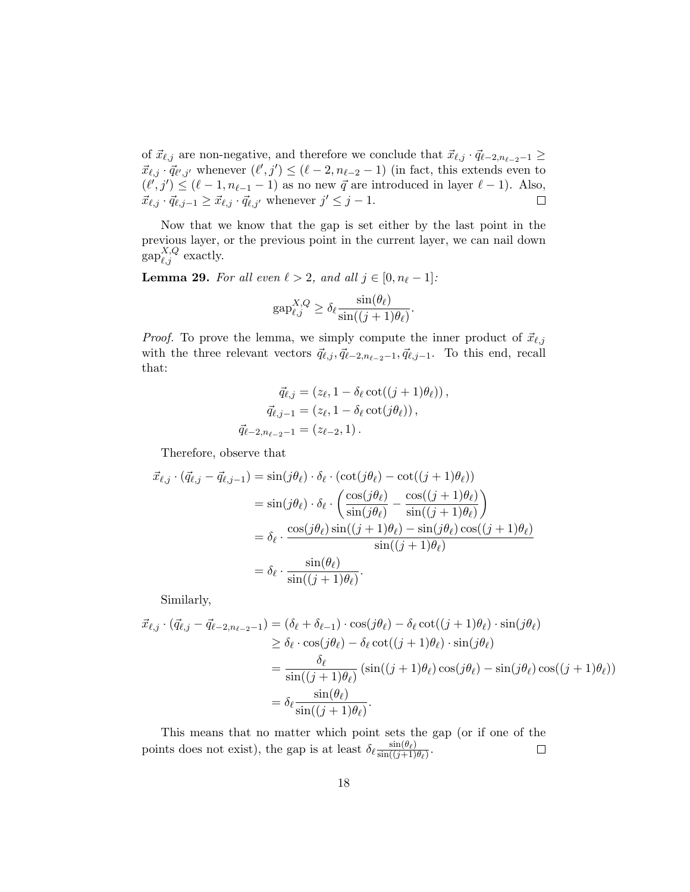of $\vec{x}_{\ell,j}$ are non-negative, and therefore we conclude that $\vec{x}_{\ell,j} \cdot \vec{q}_{\ell-2,n_{\ell-2}-1} \geq \vec{x}_{\ell,j} \cdot \vec{q}_{\ell',j'}$ whenever $(\ell', j') \leq (\ell-2, n_{\ell-2}-1)$ (in fact, this extends even to $(\ell', j') \leq (\ell-1, n_{\ell-1}-1)$ as no new $\vec{q}$ are introduced in layer $\ell-1$). Also, $\vec{x}_{\ell,j} \cdot \vec{q}_{\ell,j-1} \geq \vec{x}_{\ell,j} \cdot \vec{q}_{\ell,j'}$ whenever $j' \leq j-1$. ◻

Now that we know that the gap is set either by the last point in the previous layer, or the previous point in the current layer, we can nail down $\text{gap}^{X,Q}_{\ell,j}$ exactly.

**Lemma 29.** *For all even $\ell > 2$, and all $j \in [0, n_\ell - 1]$:*

$$\text{gap}^{X,Q}_{\ell,j} \geq \delta_\ell \frac{\sin(\theta_\ell)}{\sin((j+1)\theta_\ell)}.$$

*Proof.* To prove the lemma, we simply compute the inner product of $\vec{x}_{\ell,j}$ with the three relevant vectors $\vec{q}_{\ell,j}, \vec{q}_{\ell-2,n_{\ell-2}-1}, \vec{q}_{\ell,j-1}$. To this end, recall that:

$$\begin{aligned}
\vec{q}_{\ell,j} &= (z_\ell, 1 - \delta_\ell \cot((j+1)\theta_\ell)), \\
\vec{q}_{\ell,j-1} &= (z_\ell, 1 - \delta_\ell \cot(j\theta_\ell)), \\
\vec{q}_{\ell-2,n_{\ell-2}-1} &= (z_{\ell-2}, 1).
\end{aligned}$$

Therefore, observe that

$$\begin{aligned}
\vec{x}_{\ell,j} \cdot (\vec{q}_{\ell,j} - \vec{q}_{\ell,j-1}) &= \sin(j\theta_\ell) \cdot \delta_\ell \cdot (\cot(j\theta_\ell) - \cot((j+1)\theta_\ell)) \\
&= \sin(j\theta_\ell) \cdot \delta_\ell \cdot \left( \frac{\cos(j\theta_\ell)}{\sin(j\theta_\ell)} - \frac{\cos((j+1)\theta_\ell)}{\sin((j+1)\theta_\ell)} \right) \\
&= \delta_\ell \cdot \frac{\cos(j\theta_\ell)\sin((j+1)\theta_\ell) - \sin(j\theta_\ell)\cos((j+1)\theta_\ell)}{\sin((j+1)\theta_\ell)} \\
&= \delta_\ell \cdot \frac{\sin(\theta_\ell)}{\sin((j+1)\theta_\ell)}.
\end{aligned}$$

Similarly,

$$\begin{aligned}
\vec{x}_{\ell,j} \cdot (\vec{q}_{\ell,j} - \vec{q}_{\ell-2,n_{\ell-2}-1}) &= (\delta_\ell + \delta_{\ell-1}) \cdot \cos(j\theta_\ell) - \delta_\ell \cot((j+1)\theta_\ell) \cdot \sin(j\theta_\ell) \\
&\geq \delta_\ell \cdot \cos(j\theta_\ell) - \delta_\ell \cot((j+1)\theta_\ell) \cdot \sin(j\theta_\ell) \\
&= \frac{\delta_\ell}{\sin((j+1)\theta_\ell)} \left( \sin((j+1)\theta_\ell)\cos(j\theta_\ell) - \sin(j\theta_\ell)\cos((j+1)\theta_\ell) \right) \\
&= \delta_\ell \frac{\sin(\theta_\ell)}{\sin((j+1)\theta_\ell)}.
\end{aligned}$$

This means that no matter which point sets the gap (or if one of the points does not exist), the gap is at least $\delta_\ell \frac{\sin(\theta_\ell)}{\sin((j+1)\theta_\ell)}$. ◻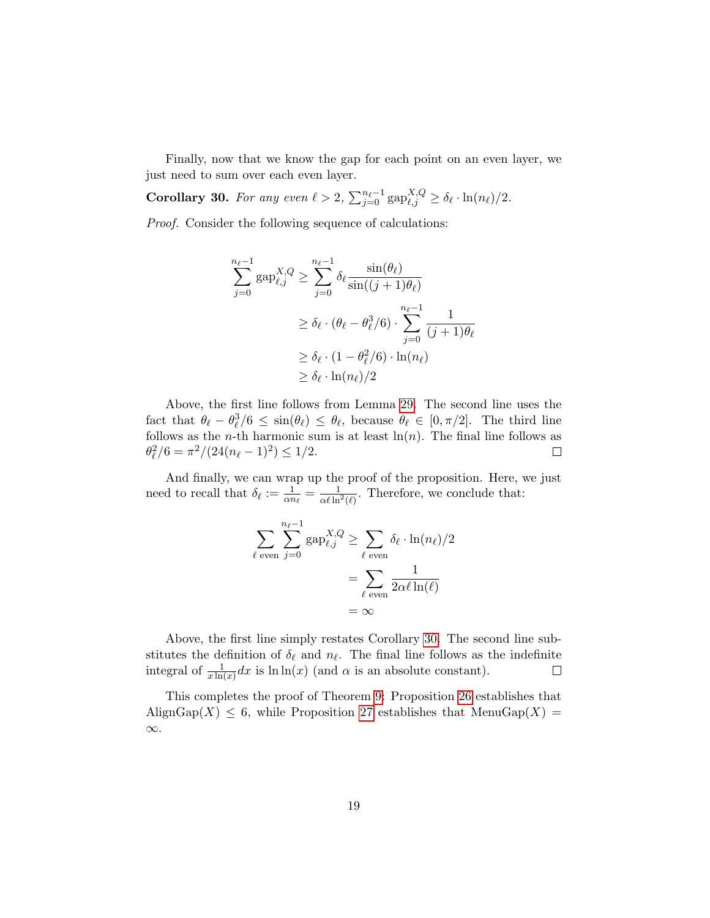Finally, now that we know the gap for each point on an even layer, we just need to sum over each even layer.

**Corollary 30.** *For any even $\ell > 2$, $\sum_{j=0}^{n_\ell - 1} \text{gap}_{\ell,j}^{X,Q} \geq \delta_\ell \cdot \ln(n_\ell)/2$.*

*Proof.* Consider the following sequence of calculations:

$$
\begin{aligned}
\sum_{j=0}^{n_\ell-1} \text{gap}_{\ell,j}^{X,Q} &\geq \sum_{j=0}^{n_\ell-1} \delta_\ell \frac{\sin(\theta_\ell)}{\sin((j+1)\theta_\ell)} \\
&\geq \delta_\ell \cdot (\theta_\ell - \theta_\ell^3/6) \cdot \sum_{j=0}^{n_\ell-1} \frac{1}{(j+1)\theta_\ell} \\
&\geq \delta_\ell \cdot (1 - \theta_\ell^2/6) \cdot \ln(n_\ell) \\
&\geq \delta_\ell \cdot \ln(n_\ell)/2
\end{aligned}
$$

Above, the first line follows from Lemma 29. The second line uses the fact that $\theta_\ell - \theta_\ell^3/6 \leq \sin(\theta_\ell) \leq \theta_\ell$, because $\theta_\ell \in [0, \pi/2]$. The third line follows as the $n$-th harmonic sum is at least $\ln(n)$. The final line follows as $\theta_\ell^2/6 = \pi^2/(24(n_\ell - 1)^2) \leq 1/2$. $\square$

And finally, we can wrap up the proof of the proposition. Here, we just need to recall that $\delta_\ell := \frac{1}{\alpha n_\ell} = \frac{1}{\alpha \ell \ln^2(\ell)}$. Therefore, we conclude that:

$$
\begin{aligned}
\sum_{\ell \text{ even}} \sum_{j=0}^{n_\ell-1} \text{gap}_{\ell,j}^{X,Q} &\geq \sum_{\ell \text{ even}} \delta_\ell \cdot \ln(n_\ell)/2 \\
&= \sum_{\ell \text{ even}} \frac{1}{2\alpha \ell \ln(\ell)} \\
&= \infty
\end{aligned}
$$

Above, the first line simply restates Corollary 30. The second line substitutes the definition of $\delta_\ell$ and $n_\ell$. The final line follows as the indefinite integral of $\frac{1}{x \ln(x)} dx$ is $\ln \ln(x)$ (and $\alpha$ is an absolute constant). $\square$

This completes the proof of Theorem 9: Proposition 26 establishes that $\text{AlignGap}(X) \leq 6$, while Proposition 27 establishes that $\text{MenuGap}(X) = \infty$.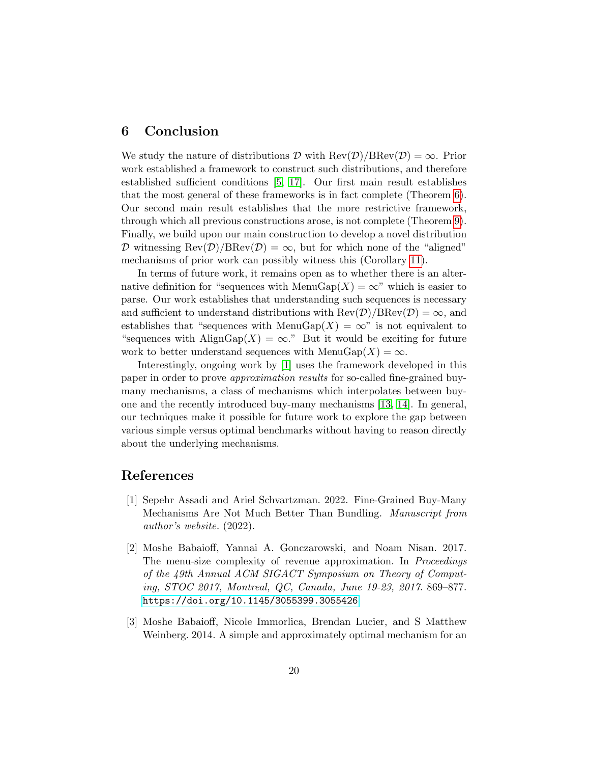## 6 Conclusion

We study the nature of distributions $\mathcal{D}$ with $\text{Rev}(\mathcal{D})/\text{BRev}(\mathcal{D}) = \infty$. Prior work established a framework to construct such distributions, and therefore established sufficient conditions [5, 17]. Our first main result establishes that the most general of these frameworks is in fact complete (Theorem 6). Our second main result establishes that the more restrictive framework, through which all previous constructions arose, is not complete (Theorem 9). Finally, we build upon our main construction to develop a novel distribution $\mathcal{D}$ witnessing $\text{Rev}(\mathcal{D})/\text{BRev}(\mathcal{D}) = \infty$, but for which none of the "aligned" mechanisms of prior work can possibly witness this (Corollary 11).

In terms of future work, it remains open as to whether there is an alternative definition for "sequences with $\text{MenuGap}(X) = \infty$" which is easier to parse. Our work establishes that understanding such sequences is necessary and sufficient to understand distributions with $\text{Rev}(\mathcal{D})/\text{BRev}(\mathcal{D}) = \infty$, and establishes that "sequences with $\text{MenuGap}(X) = \infty$" is not equivalent to "sequences with $\text{AlignGap}(X) = \infty$." But it would be exciting for future work to better understand sequences with $\text{MenuGap}(X) = \infty$.

Interestingly, ongoing work by [1] uses the framework developed in this paper in order to prove *approximation results* for so-called fine-grained buy-many mechanisms, a class of mechanisms which interpolates between buy-one and the recently introduced buy-many mechanisms [13, 14]. In general, our techniques make it possible for future work to explore the gap between various simple versus optimal benchmarks without having to reason directly about the underlying mechanisms.

## References

[1] Sepehr Assadi and Ariel Schvartzman. 2022. Fine-Grained Buy-Many Mechanisms Are Not Much Better Than Bundling. *Manuscript from author's website.* (2022).

[2] Moshe Babaioff, Yannai A. Gonczarowski, and Noam Nisan. 2017. The menu-size complexity of revenue approximation. In *Proceedings of the 49th Annual ACM SIGACT Symposium on Theory of Computing, STOC 2017, Montreal, QC, Canada, June 19-23, 2017*. 869–877. https://doi.org/10.1145/3055399.3055426

[3] Moshe Babaioff, Nicole Immorlica, Brendan Lucier, and S Matthew Weinberg. 2014. A simple and approximately optimal mechanism for an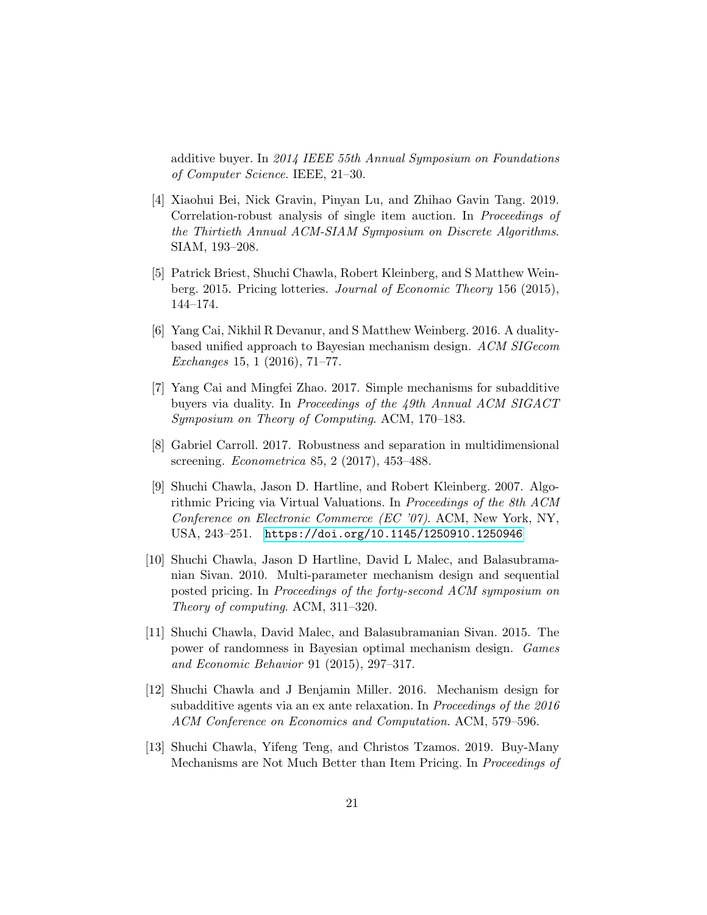additive buyer. In *2014 IEEE 55th Annual Symposium on Foundations of Computer Science*. IEEE, 21–30.

[4] Xiaohui Bei, Nick Gravin, Pinyan Lu, and Zhihao Gavin Tang. 2019. Correlation-robust analysis of single item auction. In *Proceedings of the Thirtieth Annual ACM-SIAM Symposium on Discrete Algorithms*. SIAM, 193–208.

[5] Patrick Briest, Shuchi Chawla, Robert Kleinberg, and S Matthew Weinberg. 2015. Pricing lotteries. *Journal of Economic Theory* 156 (2015), 144–174.

[6] Yang Cai, Nikhil R Devanur, and S Matthew Weinberg. 2016. A duality-based unified approach to Bayesian mechanism design. *ACM SIGecom Exchanges* 15, 1 (2016), 71–77.

[7] Yang Cai and Mingfei Zhao. 2017. Simple mechanisms for subadditive buyers via duality. In *Proceedings of the 49th Annual ACM SIGACT Symposium on Theory of Computing*. ACM, 170–183.

[8] Gabriel Carroll. 2017. Robustness and separation in multidimensional screening. *Econometrica* 85, 2 (2017), 453–488.

[9] Shuchi Chawla, Jason D. Hartline, and Robert Kleinberg. 2007. Algorithmic Pricing via Virtual Valuations. In *Proceedings of the 8th ACM Conference on Electronic Commerce (EC '07)*. ACM, New York, NY, USA, 243–251. https://doi.org/10.1145/1250910.1250946

[10] Shuchi Chawla, Jason D Hartline, David L Malec, and Balasubramanian Sivan. 2010. Multi-parameter mechanism design and sequential posted pricing. In *Proceedings of the forty-second ACM symposium on Theory of computing*. ACM, 311–320.

[11] Shuchi Chawla, David Malec, and Balasubramanian Sivan. 2015. The power of randomness in Bayesian optimal mechanism design. *Games and Economic Behavior* 91 (2015), 297–317.

[12] Shuchi Chawla and J Benjamin Miller. 2016. Mechanism design for subadditive agents via an ex ante relaxation. In *Proceedings of the 2016 ACM Conference on Economics and Computation*. ACM, 579–596.

[13] Shuchi Chawla, Yifeng Teng, and Christos Tzamos. 2019. Buy-Many Mechanisms are Not Much Better than Item Pricing. In *Proceedings of*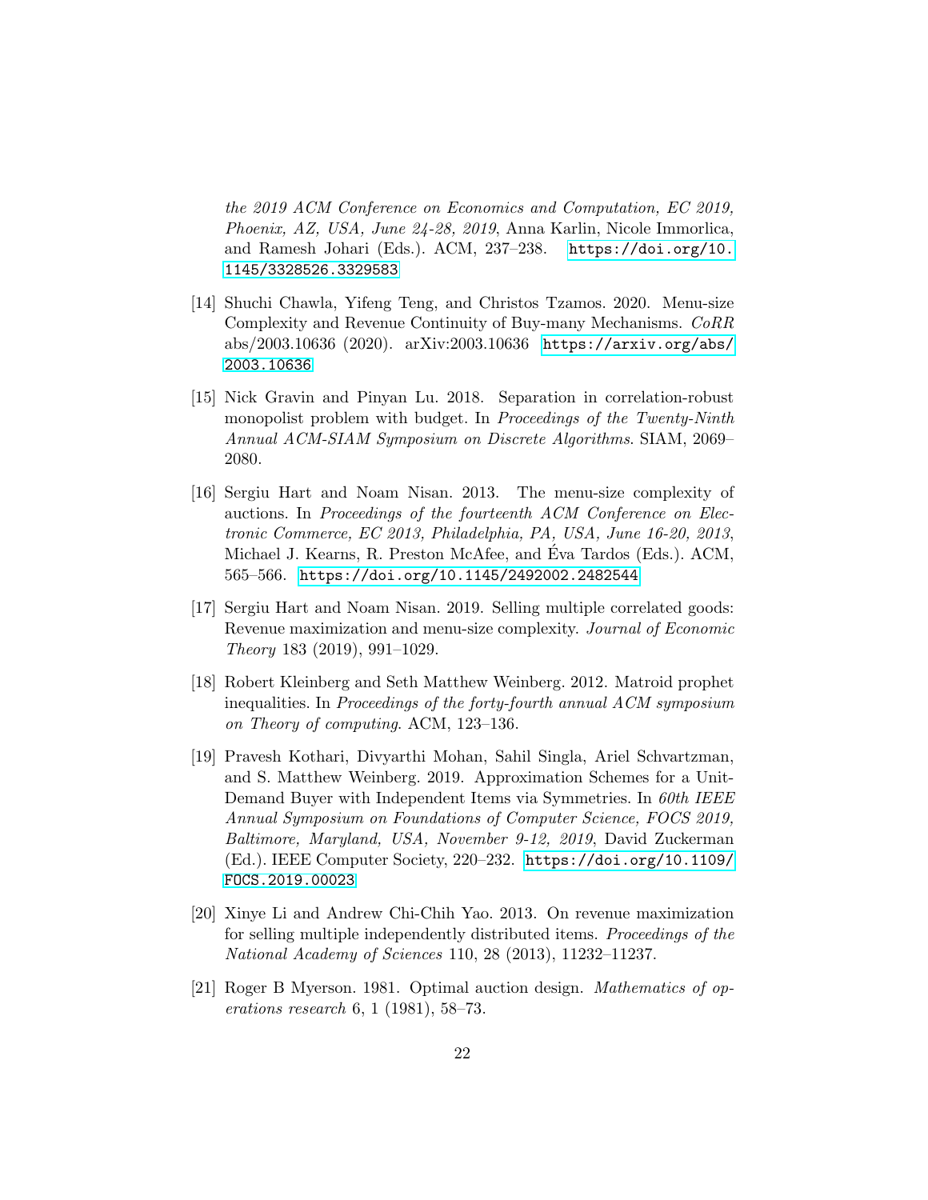the 2019 ACM Conference on Economics and Computation, EC 2019, Phoenix, AZ, USA, June 24-28, 2019*, Anna Karlin, Nicole Immorlica, and Ramesh Johari (Eds.). ACM, 237–238. https://doi.org/10.1145/3328526.3329583

[14] Shuchi Chawla, Yifeng Teng, and Christos Tzamos. 2020. Menu-size Complexity and Revenue Continuity of Buy-many Mechanisms. *CoRR* abs/2003.10636 (2020). arXiv:2003.10636 https://arxiv.org/abs/2003.10636

[15] Nick Gravin and Pinyan Lu. 2018. Separation in correlation-robust monopolist problem with budget. In *Proceedings of the Twenty-Ninth Annual ACM-SIAM Symposium on Discrete Algorithms*. SIAM, 2069–2080.

[16] Sergiu Hart and Noam Nisan. 2013. The menu-size complexity of auctions. In *Proceedings of the fourteenth ACM Conference on Electronic Commerce, EC 2013, Philadelphia, PA, USA, June 16-20, 2013*, Michael J. Kearns, R. Preston McAfee, and Éva Tardos (Eds.). ACM, 565–566. https://doi.org/10.1145/2492002.2482544

[17] Sergiu Hart and Noam Nisan. 2019. Selling multiple correlated goods: Revenue maximization and menu-size complexity. *Journal of Economic Theory* 183 (2019), 991–1029.

[18] Robert Kleinberg and Seth Matthew Weinberg. 2012. Matroid prophet inequalities. In *Proceedings of the forty-fourth annual ACM symposium on Theory of computing*. ACM, 123–136.

[19] Pravesh Kothari, Divyarthi Mohan, Sahil Singla, Ariel Schvartzman, and S. Matthew Weinberg. 2019. Approximation Schemes for a Unit-Demand Buyer with Independent Items via Symmetries. In *60th IEEE Annual Symposium on Foundations of Computer Science, FOCS 2019, Baltimore, Maryland, USA, November 9-12, 2019*, David Zuckerman (Ed.). IEEE Computer Society, 220–232. https://doi.org/10.1109/FOCS.2019.00023

[20] Xinye Li and Andrew Chi-Chih Yao. 2013. On revenue maximization for selling multiple independently distributed items. *Proceedings of the National Academy of Sciences* 110, 28 (2013), 11232–11237.

[21] Roger B Myerson. 1981. Optimal auction design. *Mathematics of operations research* 6, 1 (1981), 58–73.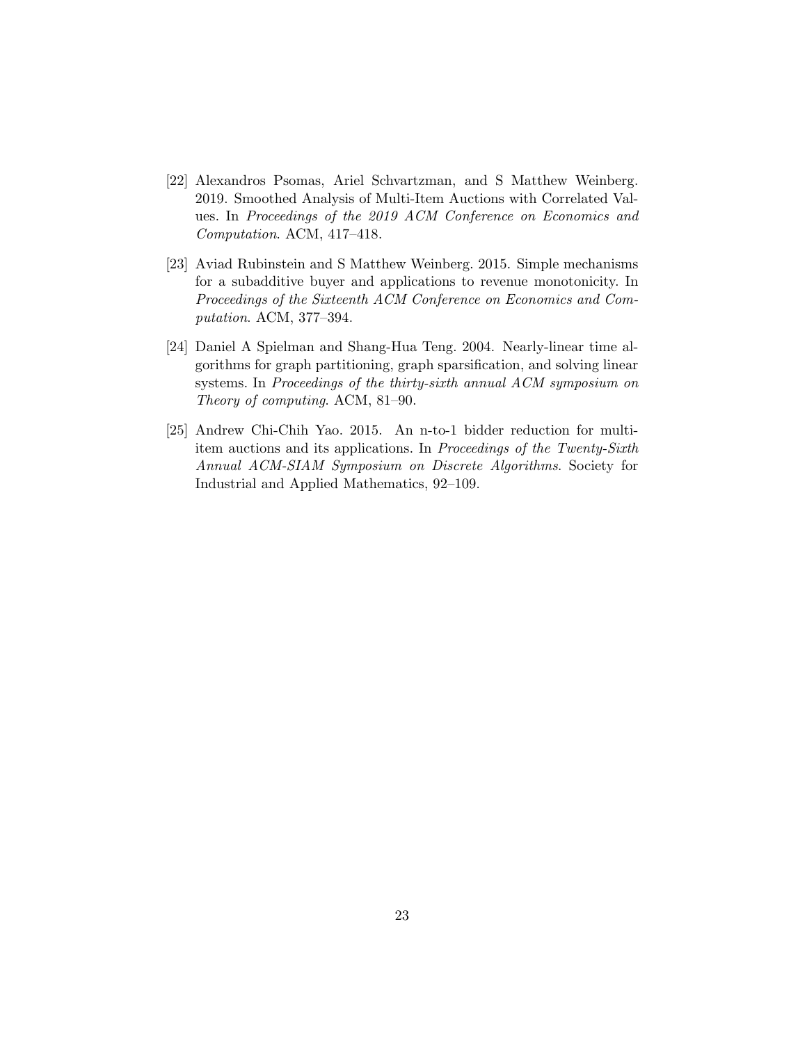[22] Alexandros Psomas, Ariel Schvartzman, and S Matthew Weinberg. 2019. Smoothed Analysis of Multi-Item Auctions with Correlated Values. In *Proceedings of the 2019 ACM Conference on Economics and Computation*. ACM, 417–418.

[23] Aviad Rubinstein and S Matthew Weinberg. 2015. Simple mechanisms for a subadditive buyer and applications to revenue monotonicity. In *Proceedings of the Sixteenth ACM Conference on Economics and Computation*. ACM, 377–394.

[24] Daniel A Spielman and Shang-Hua Teng. 2004. Nearly-linear time algorithms for graph partitioning, graph sparsification, and solving linear systems. In *Proceedings of the thirty-sixth annual ACM symposium on Theory of computing*. ACM, 81–90.

[25] Andrew Chi-Chih Yao. 2015. An n-to-1 bidder reduction for multi-item auctions and its applications. In *Proceedings of the Twenty-Sixth Annual ACM-SIAM Symposium on Discrete Algorithms*. Society for Industrial and Applied Mathematics, 92–109.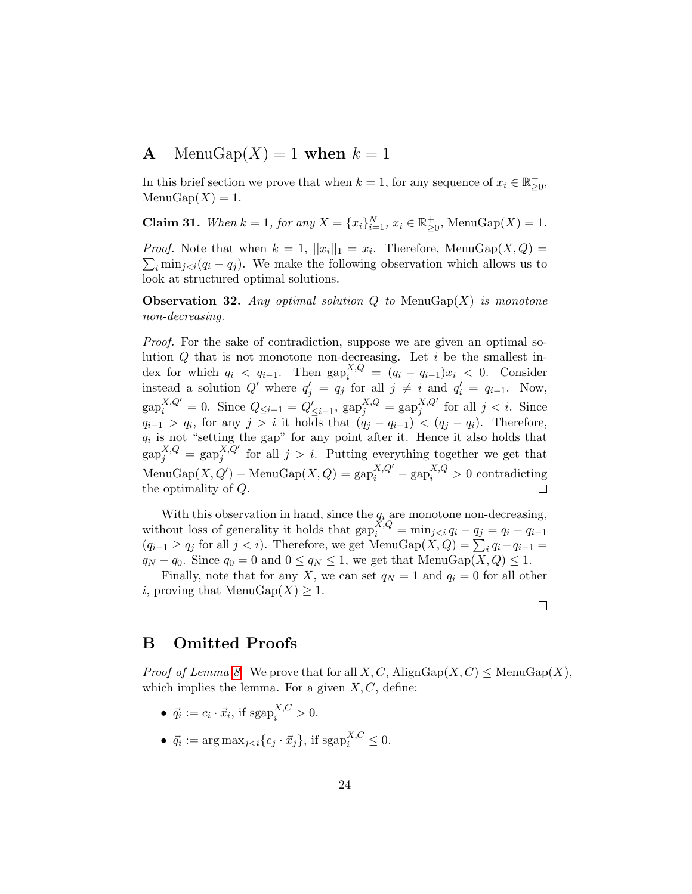## A MenuGap($X$) = 1 when $k = 1$

In this brief section we prove that when $k = 1$, for any sequence of $x_i \in \mathbb{R}^+_{\geq 0}$, MenuGap($X$) = 1.

**Claim 31.** *When $k = 1$, for any $X = \{x_i\}_{i=1}^N$, $x_i \in \mathbb{R}^+_{\geq 0}$,* MenuGap($X$) = 1*.*

*Proof.* Note that when $k = 1$, $||x_i||_1 = x_i$. Therefore, MenuGap$(X, Q) = \sum_i \min_{j<i}(q_i - q_j)$. We make the following observation which allows us to look at structured optimal solutions.

**Observation 32.** *Any optimal solution $Q$ to* MenuGap($X$) *is monotone non-decreasing.*

*Proof.* For the sake of contradiction, suppose we are given an optimal solution $Q$ that is not monotone non-decreasing. Let $i$ be the smallest index for which $q_i < q_{i-1}$. Then $\text{gap}_i^{X,Q} = (q_i - q_{i-1})x_i < 0$. Consider instead a solution $Q'$ where $q'_j = q_j$ for all $j \neq i$ and $q'_i = q_{i-1}$. Now, $\text{gap}_i^{X,Q'} = 0$. Since $Q_{\leq i-1} = Q'_{\leq i-1}$, $\text{gap}_j^{X,Q} = \text{gap}_j^{X,Q'}$ for all $j < i$. Since $q_{i-1} > q_i$, for any $j > i$ it holds that $(q_j - q_{i-1}) < (q_j - q_i)$. Therefore, $q_i$ is not "setting the gap" for any point after it. Hence it also holds that $\text{gap}_j^{X,Q} = \text{gap}_j^{X,Q'}$ for all $j > i$. Putting everything together we get that MenuGap$(X, Q')$ − MenuGap$(X, Q) = \text{gap}_i^{X,Q'} - \text{gap}_i^{X,Q} > 0$ contradicting the optimality of $Q$. □

With this observation in hand, since the $q_i$ are monotone non-decreasing, without loss of generality it holds that $\text{gap}_i^{X,Q} = \min_{j<i} q_i - q_j = q_i - q_{i-1}$ ($q_{i-1} \geq q_j$ for all $j < i$). Therefore, we get MenuGap$(X, Q) = \sum_i q_i - q_{i-1} = q_N - q_0$. Since $q_0 = 0$ and $0 \leq q_N \leq 1$, we get that MenuGap$(X, Q) \leq 1$.

Finally, note that for any $X$, we can set $q_N = 1$ and $q_i = 0$ for all other $i$, proving that MenuGap$(X) \geq 1$.

□

## B Omitted Proofs

*Proof of Lemma 8.* We prove that for all $X, C$, AlignGap$(X, C) \leq$ MenuGap$(X)$, which implies the lemma. For a given $X, C$, define:

- $\vec{q}_i := c_i \cdot \vec{x}_i$, if $\text{sgap}_i^{X,C} > 0$.
- $\vec{q}_i := \arg\max_{j<i}\{c_j \cdot \vec{x}_j\}$, if $\text{sgap}_i^{X,C} \leq 0$.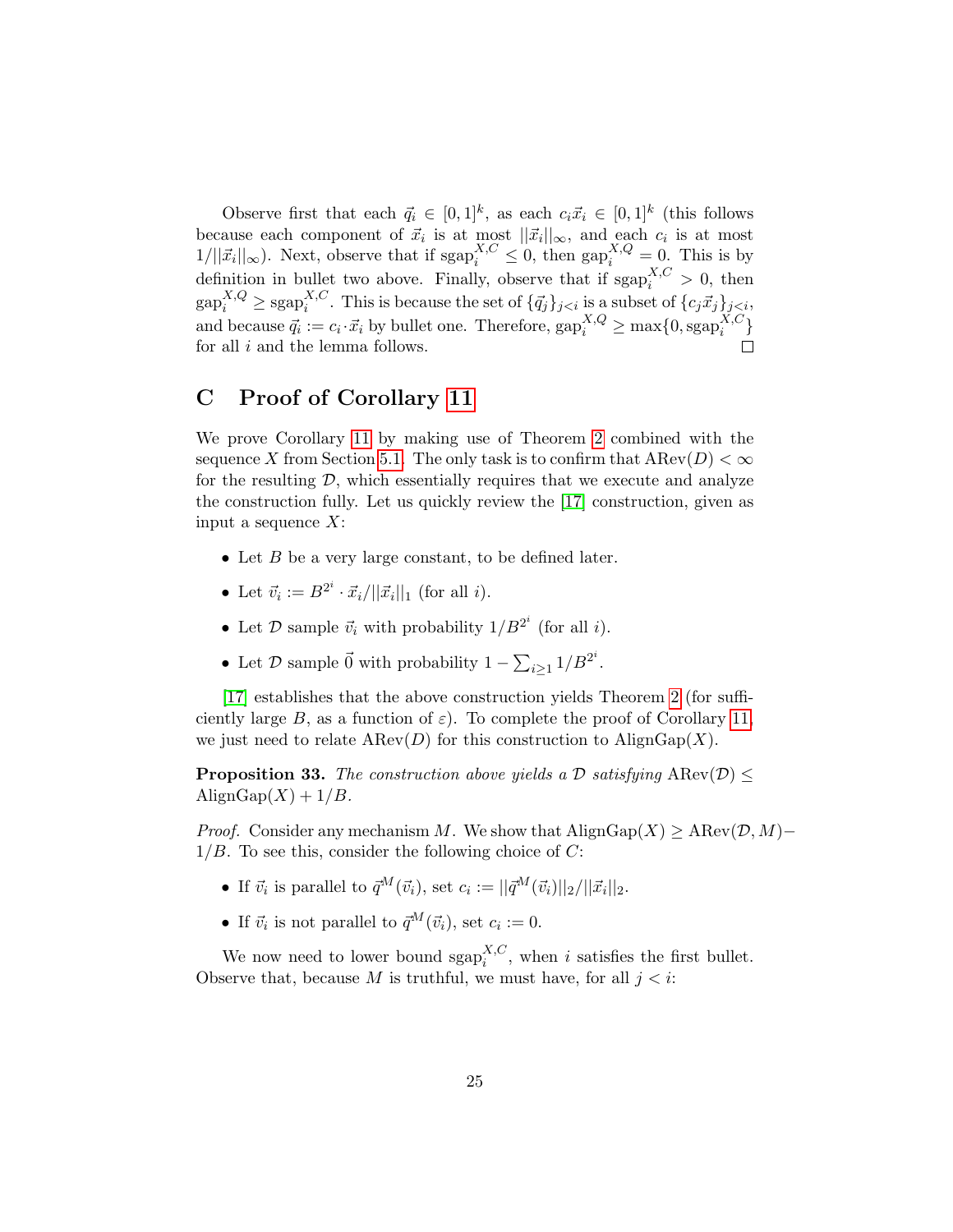Observe first that each $\vec{q}_i \in [0,1]^k$, as each $c_i\vec{x}_i \in [0,1]^k$ (this follows because each component of $\vec{x}_i$ is at most $||\vec{x}_i||_\infty$, and each $c_i$ is at most $1/||\vec{x}_i||_\infty$). Next, observe that if $\text{sgap}_i^{X,C} \leq 0$, then $\text{gap}_i^{X,Q} = 0$. This is by definition in bullet two above. Finally, observe that if $\text{sgap}_i^{X,C} > 0$, then $\text{gap}_i^{X,Q} \geq \text{sgap}_i^{X,C}$. This is because the set of $\{\vec{q}_j\}_{j<i}$ is a subset of $\{c_j\vec{x}_j\}_{j<i}$, and because $\vec{q}_i := c_i \cdot \vec{x}_i$ by bullet one. Therefore, $\text{gap}_i^{X,Q} \geq \max\{0, \text{sgap}_i^{X,C}\}$ for all $i$ and the lemma follows. □

## C Proof of Corollary 11

We prove Corollary 11 by making use of Theorem 2 combined with the sequence $X$ from Section 5.1. The only task is to confirm that $\text{ARev}(D) < \infty$ for the resulting $\mathcal{D}$, which essentially requires that we execute and analyze the construction fully. Let us quickly review the [17] construction, given as input a sequence $X$:

- Let $B$ be a very large constant, to be defined later.
- Let $\vec{v}_i := B^{2^i} \cdot \vec{x}_i/||\vec{x}_i||_1$ (for all $i$).
- Let $\mathcal{D}$ sample $\vec{v}_i$ with probability $1/B^{2^i}$ (for all $i$).
- Let $\mathcal{D}$ sample $\vec{0}$ with probability $1 - \sum_{i\geq 1} 1/B^{2^i}$.

[17] establishes that the above construction yields Theorem 2 (for sufficiently large $B$, as a function of $\varepsilon$). To complete the proof of Corollary 11, we just need to relate $\text{ARev}(D)$ for this construction to $\text{AlignGap}(X)$.

**Proposition 33.** *The construction above yields a $\mathcal{D}$ satisfying* $\text{ARev}(\mathcal{D}) \leq \text{AlignGap}(X) + 1/B$.

*Proof.* Consider any mechanism $M$. We show that $\text{AlignGap}(X) \geq \text{ARev}(\mathcal{D}, M) - 1/B$. To see this, consider the following choice of $C$:

- If $\vec{v}_i$ is parallel to $\vec{q}^M(\vec{v}_i)$, set $c_i := ||\vec{q}^M(\vec{v}_i)||_2/||\vec{x}_i||_2$.
- If $\vec{v}_i$ is not parallel to $\vec{q}^M(\vec{v}_i)$, set $c_i := 0$.

We now need to lower bound $\text{sgap}_i^{X,C}$, when $i$ satisfies the first bullet. Observe that, because $M$ is truthful, we must have, for all $j < i$: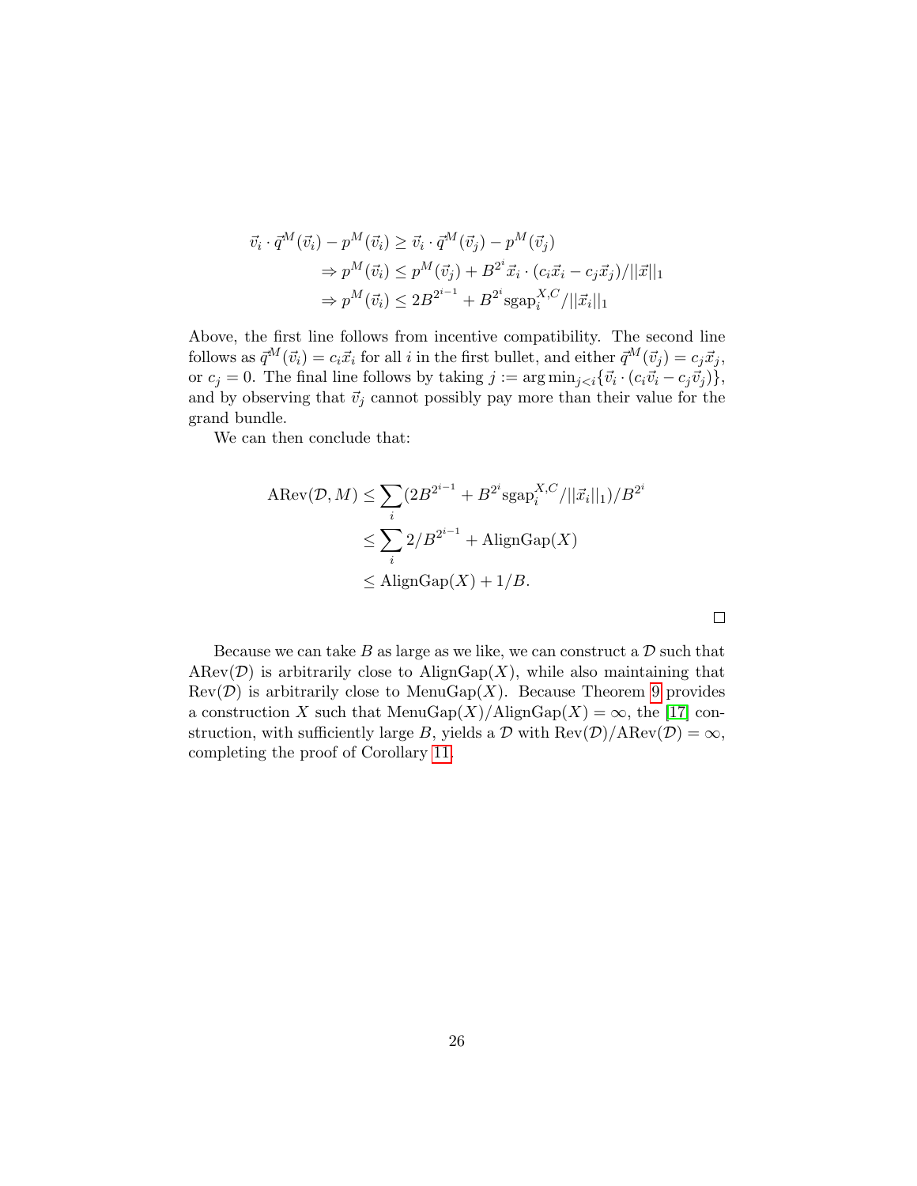$$
\begin{aligned}
&\vec{v}_i \cdot \vec{q}^M(\vec{v}_i) - p^M(\vec{v}_i) \geq \vec{v}_i \cdot \vec{q}^M(\vec{v}_j) - p^M(\vec{v}_j) \\
&\qquad \Rightarrow p^M(\vec{v}_i) \leq p^M(\vec{v}_j) + B^{2^i} \vec{x}_i \cdot (c_i \vec{x}_i - c_j \vec{x}_j)/||\vec{x}||_1 \\
&\qquad \Rightarrow p^M(\vec{v}_i) \leq 2B^{2^{i-1}} + B^{2^i} \text{sgap}_i^{X,C}/||\vec{x}_i||_1
\end{aligned}
$$

Above, the first line follows from incentive compatibility. The second line follows as $\vec{q}^M(\vec{v}_i) = c_i \vec{x}_i$ for all $i$ in the first bullet, and either $\vec{q}^M(\vec{v}_j) = c_j \vec{x}_j$, or $c_j = 0$. The final line follows by taking $j := \arg\min_{j<i}\{\vec{v}_i \cdot (c_i \vec{v}_i - c_j \vec{v}_j)\}$, and by observing that $\vec{v}_j$ cannot possibly pay more than their value for the grand bundle.

We can then conclude that:

$$
\begin{aligned}
\text{ARev}(\mathcal{D}, M) &\leq \sum_i (2B^{2^{i-1}} + B^{2^i} \text{sgap}_i^{X,C}/||\vec{x}_i||_1)/B^{2^i} \\
&\leq \sum_i 2/B^{2^{i-1}} + \text{AlignGap}(X) \\
&\leq \text{AlignGap}(X) + 1/B.
\end{aligned}
$$

□

Because we can take $B$ as large as we like, we can construct a $\mathcal{D}$ such that $\text{ARev}(\mathcal{D})$ is arbitrarily close to $\text{AlignGap}(X)$, while also maintaining that $\text{Rev}(\mathcal{D})$ is arbitrarily close to $\text{MenuGap}(X)$. Because Theorem 9 provides a construction $X$ such that $\text{MenuGap}(X)/\text{AlignGap}(X) = \infty$, the [17] construction, with sufficiently large $B$, yields a $\mathcal{D}$ with $\text{Rev}(\mathcal{D})/\text{ARev}(\mathcal{D}) = \infty$, completing the proof of Corollary 11.